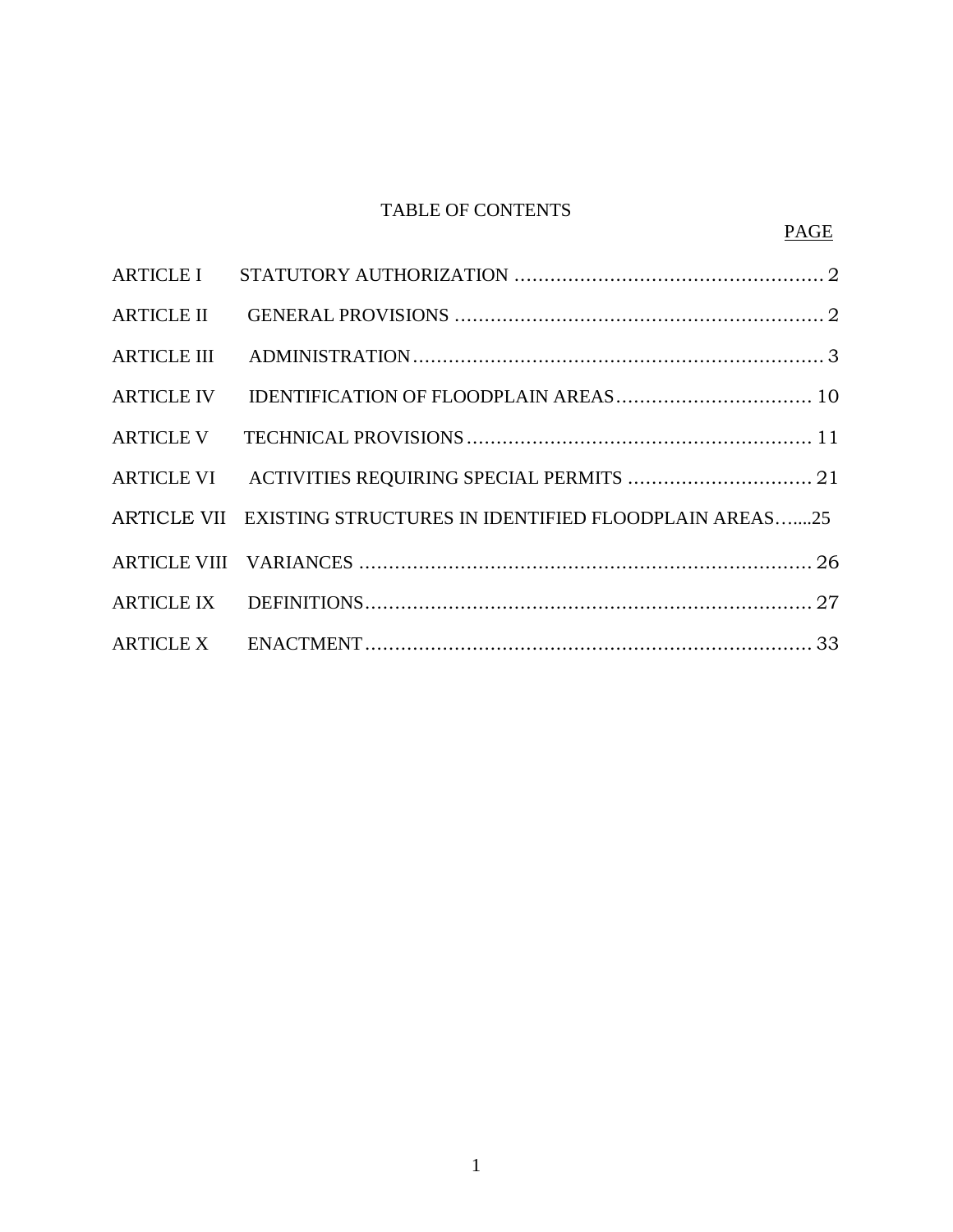# TABLE OF CONTENTS

| | | PAGE |
|---|---|---|
| ARTICLE I | STATUTORY AUTHORIZATION | 2 |
| ARTICLE II | GENERAL PROVISIONS | 2 |
| ARTICLE III | ADMINISTRATION | 3 |
| ARTICLE IV | IDENTIFICATION OF FLOODPLAIN AREAS | 10 |
| ARTICLE V | TECHNICAL PROVISIONS | 11 |
| ARTICLE VI | ACTIVITIES REQUIRING SPECIAL PERMITS | 21 |
| ARTICLE VII | EXISTING STRUCTURES IN IDENTIFIED FLOODPLAIN AREAS | 25 |
| ARTICLE VIII | VARIANCES | 26 |
| ARTICLE IX | DEFINITIONS | 27 |
| ARTICLE X | ENACTMENT | 33 |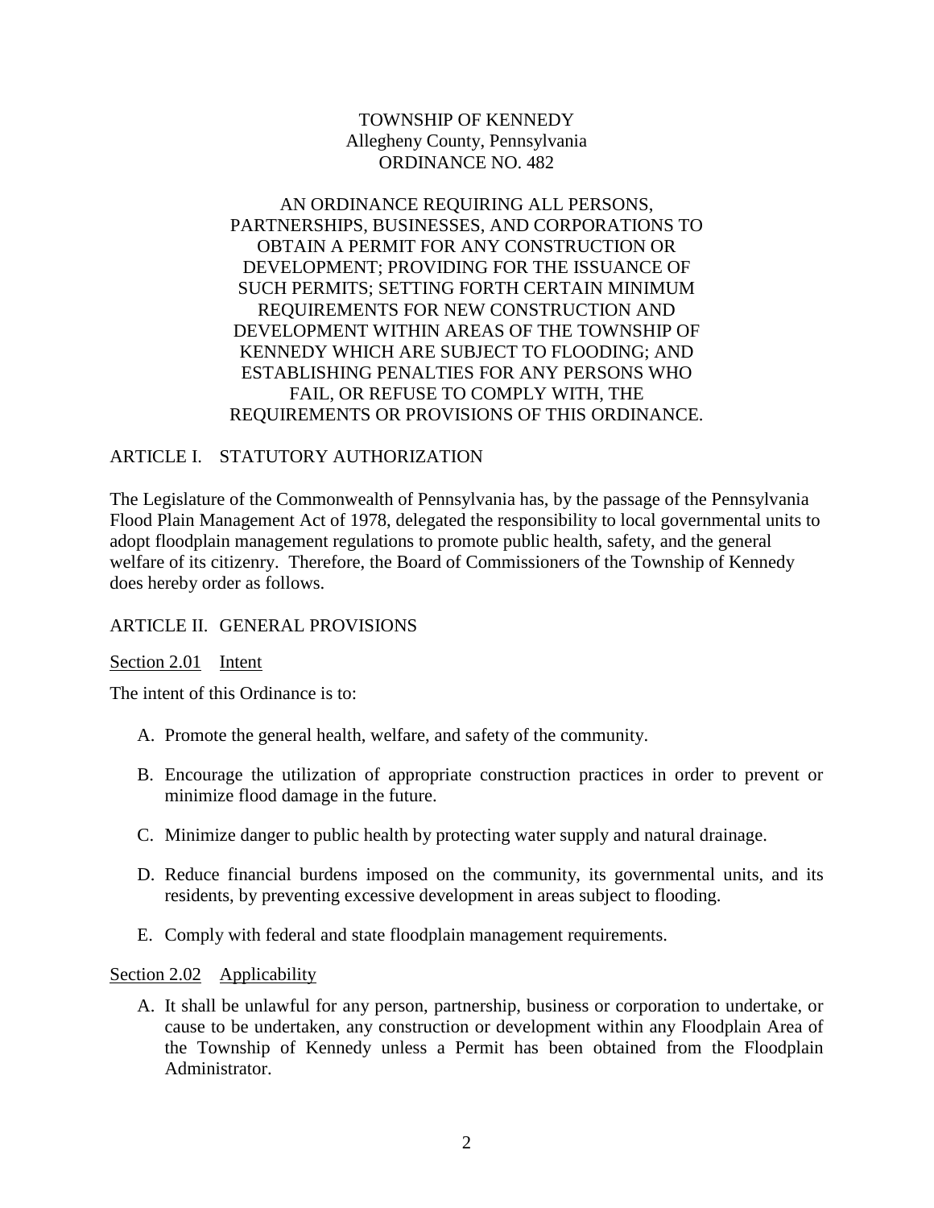TOWNSHIP OF KENNEDY
Allegheny County, Pennsylvania
ORDINANCE NO. 482

AN ORDINANCE REQUIRING ALL PERSONS, PARTNERSHIPS, BUSINESSES, AND CORPORATIONS TO OBTAIN A PERMIT FOR ANY CONSTRUCTION OR DEVELOPMENT; PROVIDING FOR THE ISSUANCE OF SUCH PERMITS; SETTING FORTH CERTAIN MINIMUM REQUIREMENTS FOR NEW CONSTRUCTION AND DEVELOPMENT WITHIN AREAS OF THE TOWNSHIP OF KENNEDY WHICH ARE SUBJECT TO FLOODING; AND ESTABLISHING PENALTIES FOR ANY PERSONS WHO FAIL, OR REFUSE TO COMPLY WITH, THE REQUIREMENTS OR PROVISIONS OF THIS ORDINANCE.

## ARTICLE I. STATUTORY AUTHORIZATION

The Legislature of the Commonwealth of Pennsylvania has, by the passage of the Pennsylvania Flood Plain Management Act of 1978, delegated the responsibility to local governmental units to adopt floodplain management regulations to promote public health, safety, and the general welfare of its citizenry. Therefore, the Board of Commissioners of the Township of Kennedy does hereby order as follows.

## ARTICLE II. GENERAL PROVISIONS

### Section 2.01 Intent

The intent of this Ordinance is to:

A. Promote the general health, welfare, and safety of the community.

B. Encourage the utilization of appropriate construction practices in order to prevent or minimize flood damage in the future.

C. Minimize danger to public health by protecting water supply and natural drainage.

D. Reduce financial burdens imposed on the community, its governmental units, and its residents, by preventing excessive development in areas subject to flooding.

E. Comply with federal and state floodplain management requirements.

### Section 2.02 Applicability

A. It shall be unlawful for any person, partnership, business or corporation to undertake, or cause to be undertaken, any construction or development within any Floodplain Area of the Township of Kennedy unless a Permit has been obtained from the Floodplain Administrator.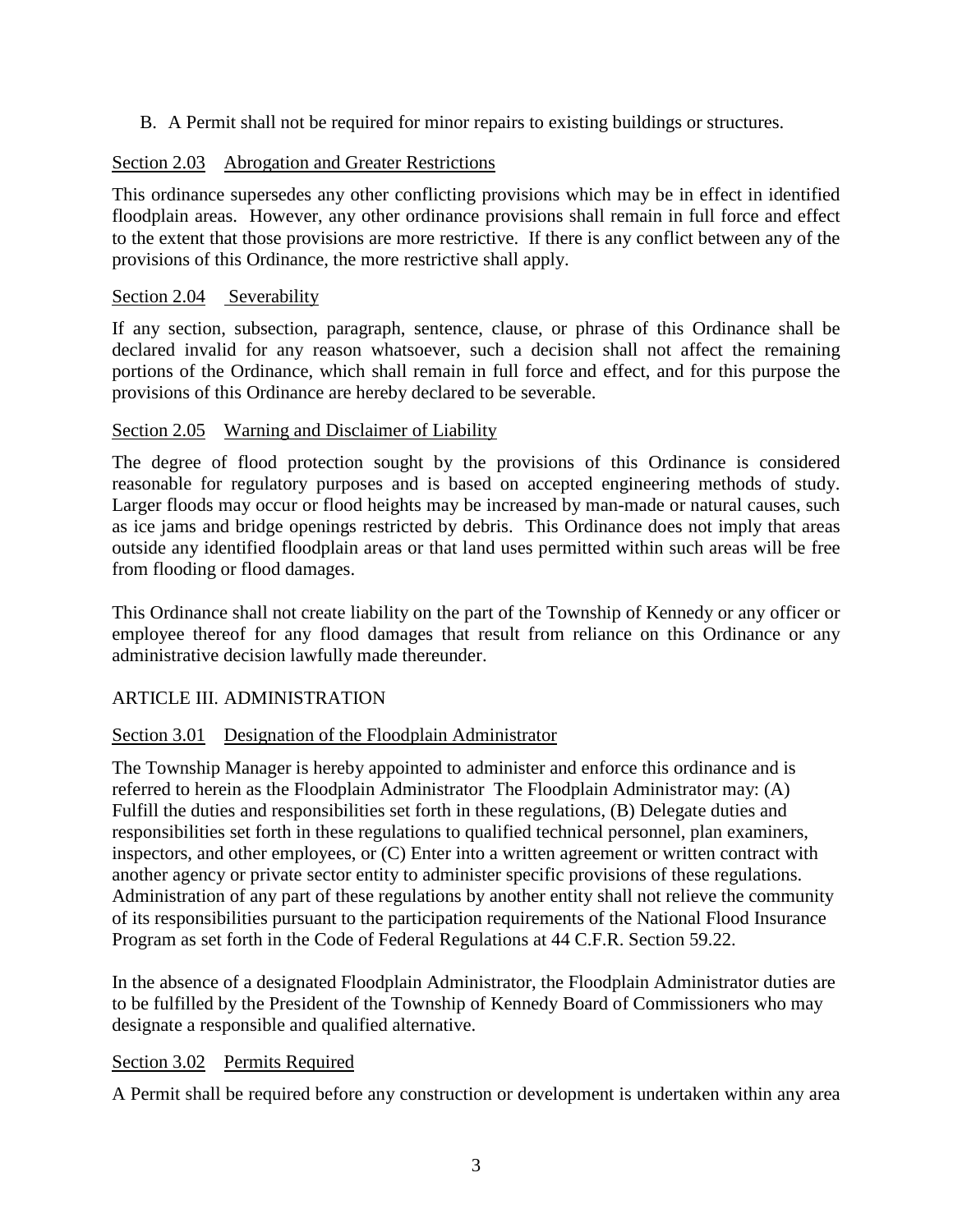B. A Permit shall not be required for minor repairs to existing buildings or structures.

Section 2.03 Abrogation and Greater Restrictions

This ordinance supersedes any other conflicting provisions which may be in effect in identified floodplain areas. However, any other ordinance provisions shall remain in full force and effect to the extent that those provisions are more restrictive. If there is any conflict between any of the provisions of this Ordinance, the more restrictive shall apply.

Section 2.04 Severability

If any section, subsection, paragraph, sentence, clause, or phrase of this Ordinance shall be declared invalid for any reason whatsoever, such a decision shall not affect the remaining portions of the Ordinance, which shall remain in full force and effect, and for this purpose the provisions of this Ordinance are hereby declared to be severable.

Section 2.05 Warning and Disclaimer of Liability

The degree of flood protection sought by the provisions of this Ordinance is considered reasonable for regulatory purposes and is based on accepted engineering methods of study. Larger floods may occur or flood heights may be increased by man-made or natural causes, such as ice jams and bridge openings restricted by debris. This Ordinance does not imply that areas outside any identified floodplain areas or that land uses permitted within such areas will be free from flooding or flood damages.

This Ordinance shall not create liability on the part of the Township of Kennedy or any officer or employee thereof for any flood damages that result from reliance on this Ordinance or any administrative decision lawfully made thereunder.

ARTICLE III. ADMINISTRATION

Section 3.01 Designation of the Floodplain Administrator

The Township Manager is hereby appointed to administer and enforce this ordinance and is referred to herein as the Floodplain Administrator The Floodplain Administrator may: (A) Fulfill the duties and responsibilities set forth in these regulations, (B) Delegate duties and responsibilities set forth in these regulations to qualified technical personnel, plan examiners, inspectors, and other employees, or (C) Enter into a written agreement or written contract with another agency or private sector entity to administer specific provisions of these regulations. Administration of any part of these regulations by another entity shall not relieve the community of its responsibilities pursuant to the participation requirements of the National Flood Insurance Program as set forth in the Code of Federal Regulations at 44 C.F.R. Section 59.22.

In the absence of a designated Floodplain Administrator, the Floodplain Administrator duties are to be fulfilled by the President of the Township of Kennedy Board of Commissioners who may designate a responsible and qualified alternative.

Section 3.02 Permits Required

A Permit shall be required before any construction or development is undertaken within any area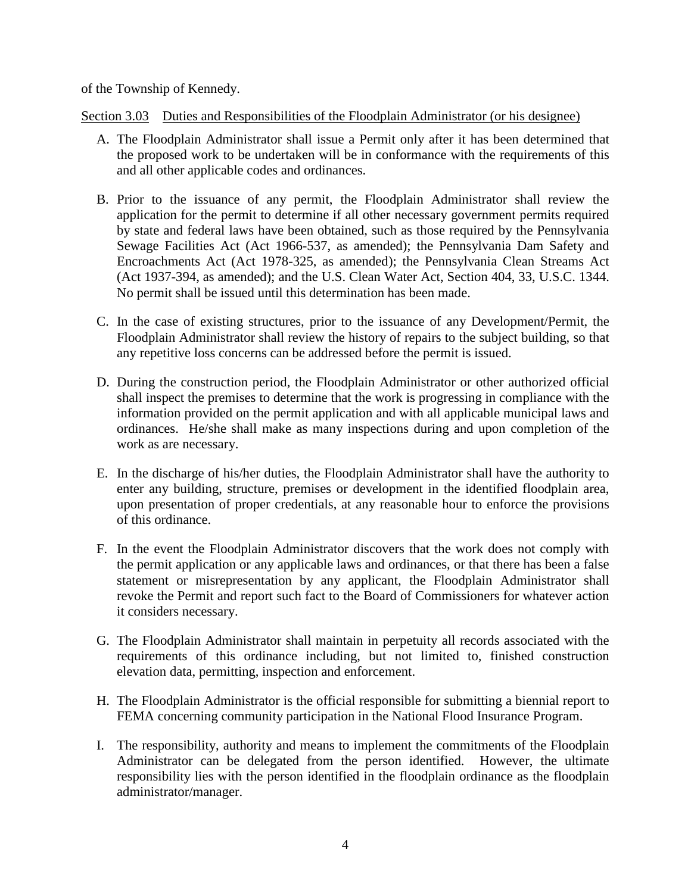of the Township of Kennedy.

Section 3.03 Duties and Responsibilities of the Floodplain Administrator (or his designee)

A. The Floodplain Administrator shall issue a Permit only after it has been determined that the proposed work to be undertaken will be in conformance with the requirements of this and all other applicable codes and ordinances.

B. Prior to the issuance of any permit, the Floodplain Administrator shall review the application for the permit to determine if all other necessary government permits required by state and federal laws have been obtained, such as those required by the Pennsylvania Sewage Facilities Act (Act 1966-537, as amended); the Pennsylvania Dam Safety and Encroachments Act (Act 1978-325, as amended); the Pennsylvania Clean Streams Act (Act 1937-394, as amended); and the U.S. Clean Water Act, Section 404, 33, U.S.C. 1344. No permit shall be issued until this determination has been made.

C. In the case of existing structures, prior to the issuance of any Development/Permit, the Floodplain Administrator shall review the history of repairs to the subject building, so that any repetitive loss concerns can be addressed before the permit is issued.

D. During the construction period, the Floodplain Administrator or other authorized official shall inspect the premises to determine that the work is progressing in compliance with the information provided on the permit application and with all applicable municipal laws and ordinances. He/she shall make as many inspections during and upon completion of the work as are necessary.

E. In the discharge of his/her duties, the Floodplain Administrator shall have the authority to enter any building, structure, premises or development in the identified floodplain area, upon presentation of proper credentials, at any reasonable hour to enforce the provisions of this ordinance.

F. In the event the Floodplain Administrator discovers that the work does not comply with the permit application or any applicable laws and ordinances, or that there has been a false statement or misrepresentation by any applicant, the Floodplain Administrator shall revoke the Permit and report such fact to the Board of Commissioners for whatever action it considers necessary.

G. The Floodplain Administrator shall maintain in perpetuity all records associated with the requirements of this ordinance including, but not limited to, finished construction elevation data, permitting, inspection and enforcement.

H. The Floodplain Administrator is the official responsible for submitting a biennial report to FEMA concerning community participation in the National Flood Insurance Program.

I. The responsibility, authority and means to implement the commitments of the Floodplain Administrator can be delegated from the person identified. However, the ultimate responsibility lies with the person identified in the floodplain ordinance as the floodplain administrator/manager.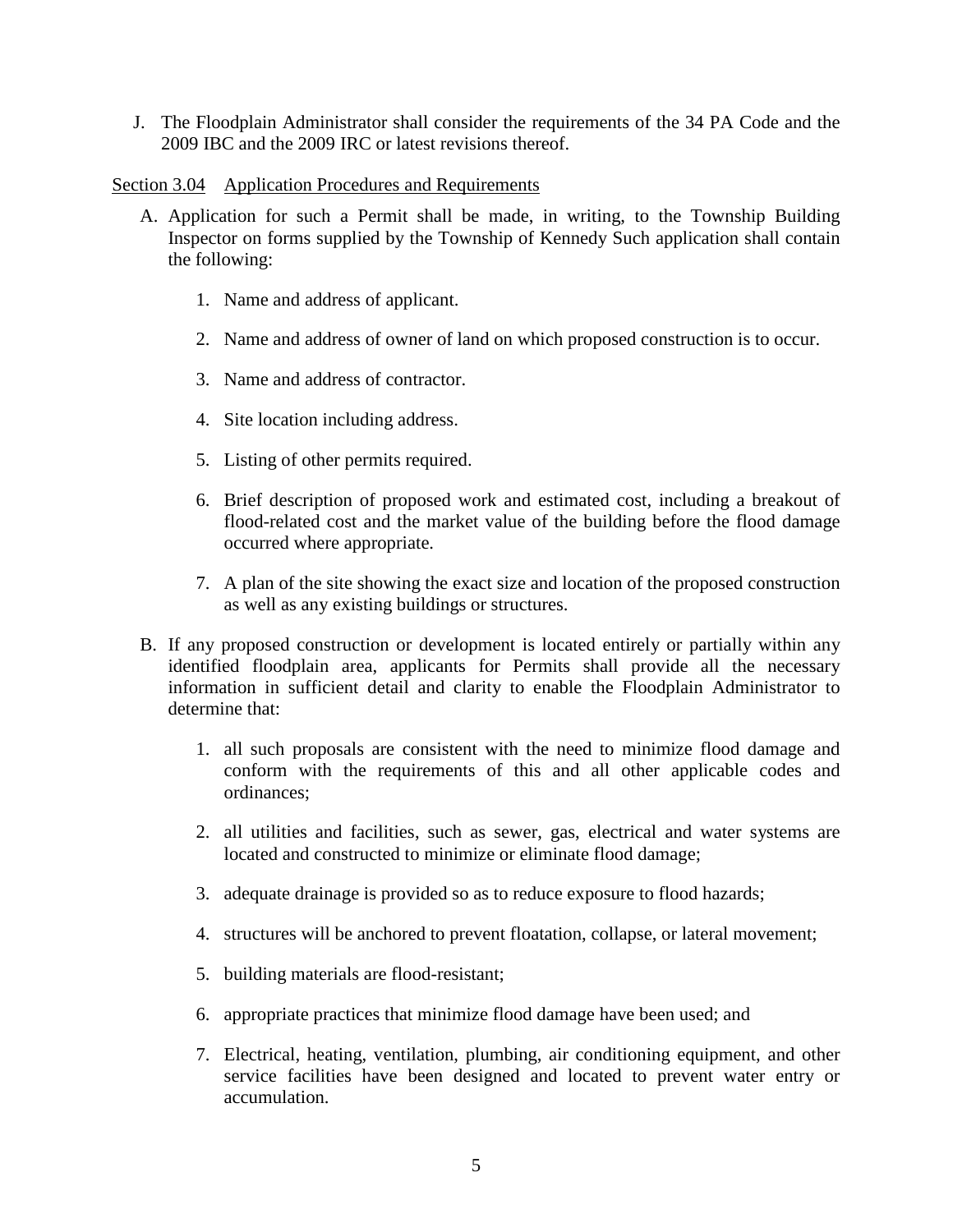J. The Floodplain Administrator shall consider the requirements of the 34 PA Code and the 2009 IBC and the 2009 IRC or latest revisions thereof.

Section 3.04 Application Procedures and Requirements

A. Application for such a Permit shall be made, in writing, to the Township Building Inspector on forms supplied by the Township of Kennedy Such application shall contain the following:

   1. Name and address of applicant.

   2. Name and address of owner of land on which proposed construction is to occur.

   3. Name and address of contractor.

   4. Site location including address.

   5. Listing of other permits required.

   6. Brief description of proposed work and estimated cost, including a breakout of flood-related cost and the market value of the building before the flood damage occurred where appropriate.

   7. A plan of the site showing the exact size and location of the proposed construction as well as any existing buildings or structures.

B. If any proposed construction or development is located entirely or partially within any identified floodplain area, applicants for Permits shall provide all the necessary information in sufficient detail and clarity to enable the Floodplain Administrator to determine that:

   1. all such proposals are consistent with the need to minimize flood damage and conform with the requirements of this and all other applicable codes and ordinances;

   2. all utilities and facilities, such as sewer, gas, electrical and water systems are located and constructed to minimize or eliminate flood damage;

   3. adequate drainage is provided so as to reduce exposure to flood hazards;

   4. structures will be anchored to prevent floatation, collapse, or lateral movement;

   5. building materials are flood-resistant;

   6. appropriate practices that minimize flood damage have been used; and

   7. Electrical, heating, ventilation, plumbing, air conditioning equipment, and other service facilities have been designed and located to prevent water entry or accumulation.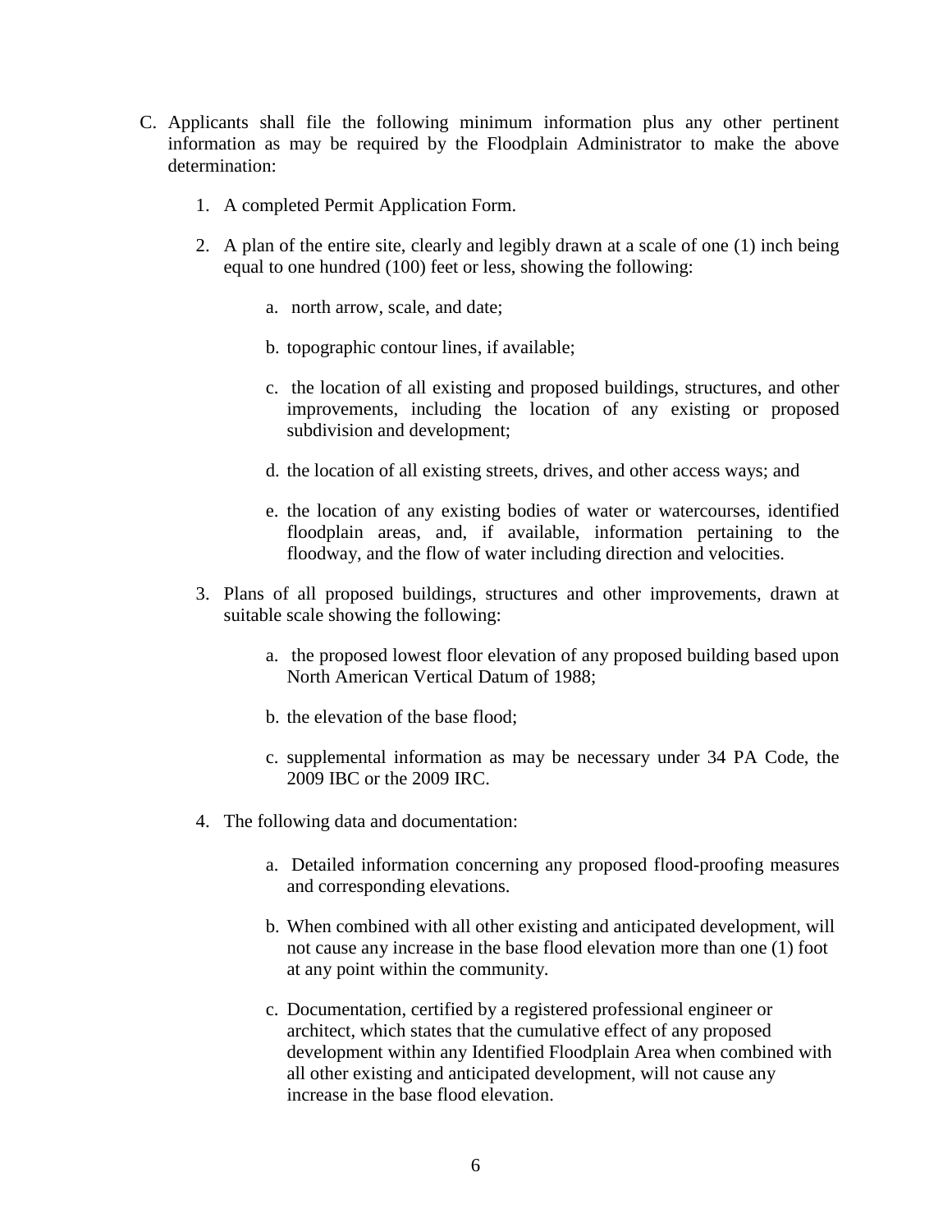C. Applicants shall file the following minimum information plus any other pertinent information as may be required by the Floodplain Administrator to make the above determination:

   1. A completed Permit Application Form.

   2. A plan of the entire site, clearly and legibly drawn at a scale of one (1) inch being equal to one hundred (100) feet or less, showing the following:

      a. north arrow, scale, and date;

      b. topographic contour lines, if available;

      c. the location of all existing and proposed buildings, structures, and other improvements, including the location of any existing or proposed subdivision and development;

      d. the location of all existing streets, drives, and other access ways; and

      e. the location of any existing bodies of water or watercourses, identified floodplain areas, and, if available, information pertaining to the floodway, and the flow of water including direction and velocities.

   3. Plans of all proposed buildings, structures and other improvements, drawn at suitable scale showing the following:

      a. the proposed lowest floor elevation of any proposed building based upon North American Vertical Datum of 1988;

      b. the elevation of the base flood;

      c. supplemental information as may be necessary under 34 PA Code, the 2009 IBC or the 2009 IRC.

   4. The following data and documentation:

      a. Detailed information concerning any proposed flood-proofing measures and corresponding elevations.

      b. When combined with all other existing and anticipated development, will not cause any increase in the base flood elevation more than one (1) foot at any point within the community.

      c. Documentation, certified by a registered professional engineer or architect, which states that the cumulative effect of any proposed development within any Identified Floodplain Area when combined with all other existing and anticipated development, will not cause any increase in the base flood elevation.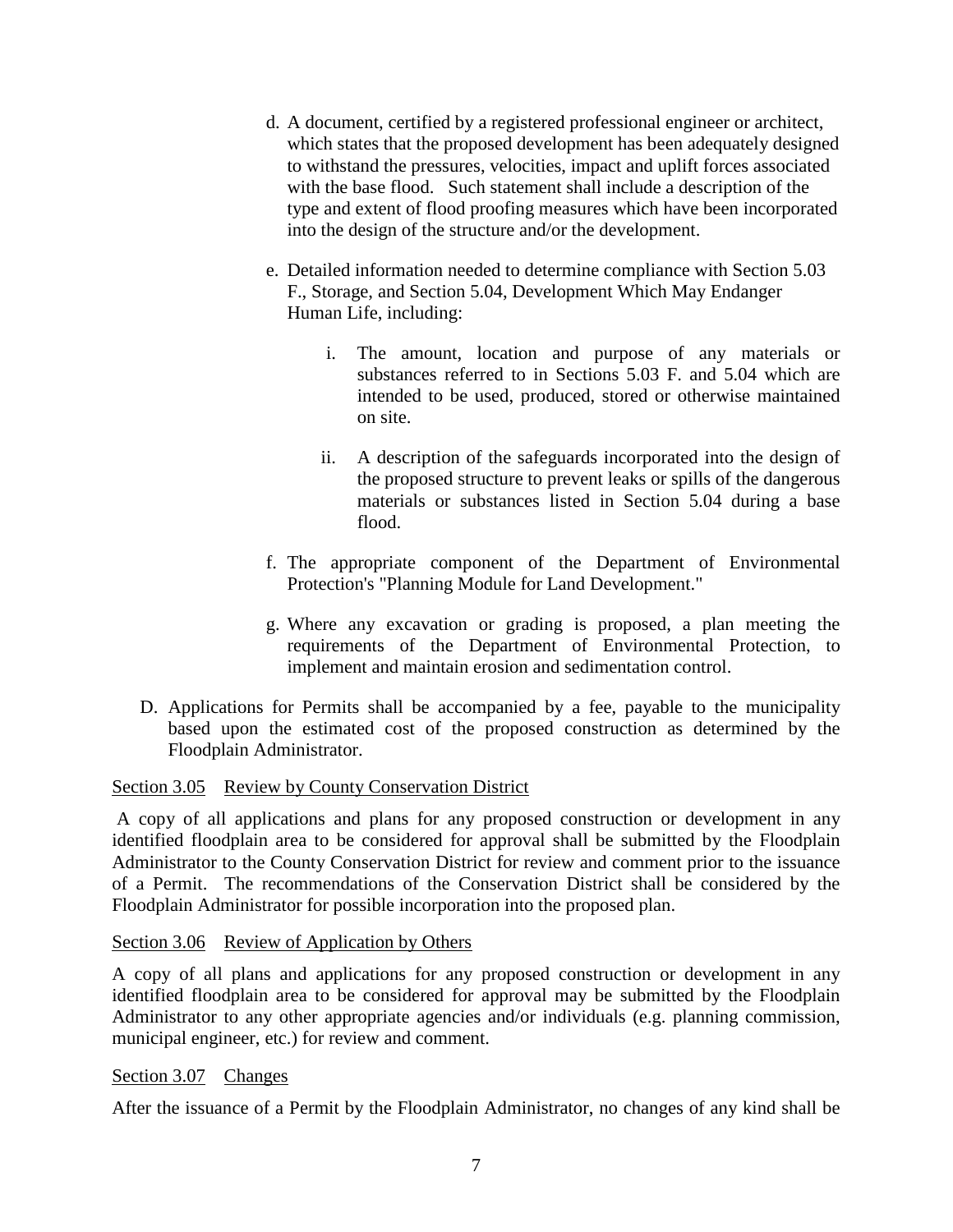d. A document, certified by a registered professional engineer or architect, which states that the proposed development has been adequately designed to withstand the pressures, velocities, impact and uplift forces associated with the base flood. Such statement shall include a description of the type and extent of flood proofing measures which have been incorporated into the design of the structure and/or the development.

e. Detailed information needed to determine compliance with Section 5.03 F., Storage, and Section 5.04, Development Which May Endanger Human Life, including:

   i. The amount, location and purpose of any materials or substances referred to in Sections 5.03 F. and 5.04 which are intended to be used, produced, stored or otherwise maintained on site.

   ii. A description of the safeguards incorporated into the design of the proposed structure to prevent leaks or spills of the dangerous materials or substances listed in Section 5.04 during a base flood.

f. The appropriate component of the Department of Environmental Protection's "Planning Module for Land Development."

g. Where any excavation or grading is proposed, a plan meeting the requirements of the Department of Environmental Protection, to implement and maintain erosion and sedimentation control.

D. Applications for Permits shall be accompanied by a fee, payable to the municipality based upon the estimated cost of the proposed construction as determined by the Floodplain Administrator.

Section 3.05 Review by County Conservation District

A copy of all applications and plans for any proposed construction or development in any identified floodplain area to be considered for approval shall be submitted by the Floodplain Administrator to the County Conservation District for review and comment prior to the issuance of a Permit. The recommendations of the Conservation District shall be considered by the Floodplain Administrator for possible incorporation into the proposed plan.

Section 3.06 Review of Application by Others

A copy of all plans and applications for any proposed construction or development in any identified floodplain area to be considered for approval may be submitted by the Floodplain Administrator to any other appropriate agencies and/or individuals (e.g. planning commission, municipal engineer, etc.) for review and comment.

Section 3.07 Changes

After the issuance of a Permit by the Floodplain Administrator, no changes of any kind shall be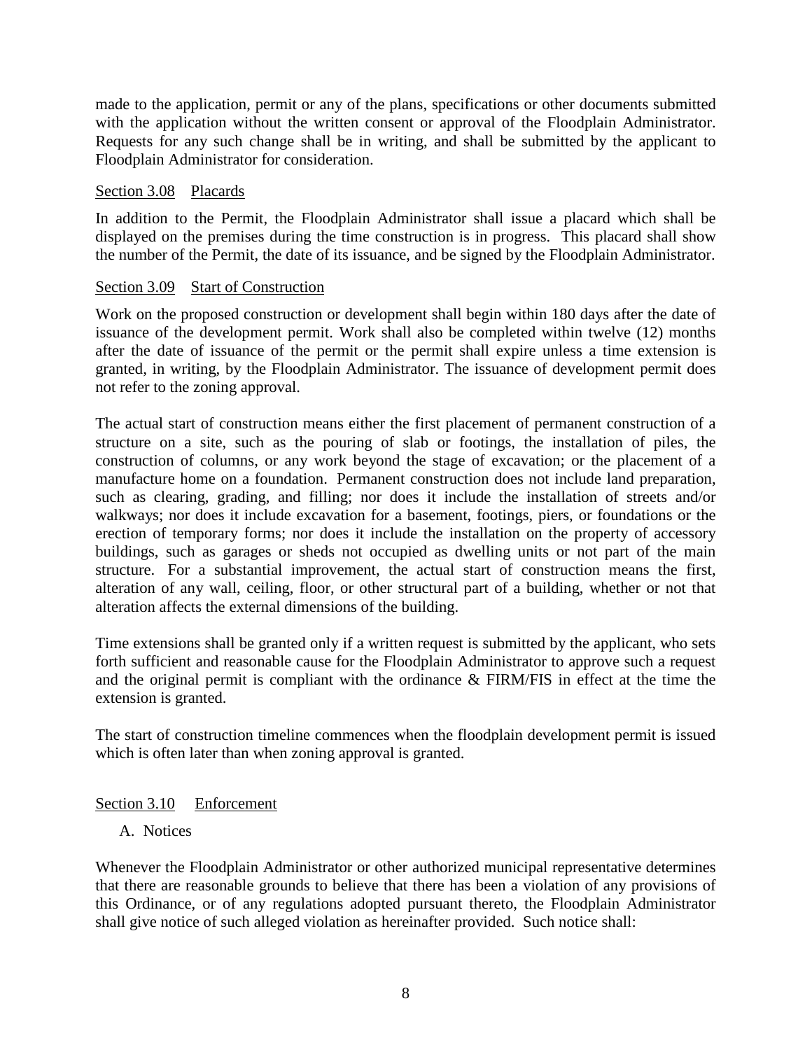made to the application, permit or any of the plans, specifications or other documents submitted with the application without the written consent or approval of the Floodplain Administrator. Requests for any such change shall be in writing, and shall be submitted by the applicant to Floodplain Administrator for consideration.

Section 3.08 Placards

In addition to the Permit, the Floodplain Administrator shall issue a placard which shall be displayed on the premises during the time construction is in progress. This placard shall show the number of the Permit, the date of its issuance, and be signed by the Floodplain Administrator.

Section 3.09 Start of Construction

Work on the proposed construction or development shall begin within 180 days after the date of issuance of the development permit. Work shall also be completed within twelve (12) months after the date of issuance of the permit or the permit shall expire unless a time extension is granted, in writing, by the Floodplain Administrator. The issuance of development permit does not refer to the zoning approval.

The actual start of construction means either the first placement of permanent construction of a structure on a site, such as the pouring of slab or footings, the installation of piles, the construction of columns, or any work beyond the stage of excavation; or the placement of a manufacture home on a foundation. Permanent construction does not include land preparation, such as clearing, grading, and filling; nor does it include the installation of streets and/or walkways; nor does it include excavation for a basement, footings, piers, or foundations or the erection of temporary forms; nor does it include the installation on the property of accessory buildings, such as garages or sheds not occupied as dwelling units or not part of the main structure. For a substantial improvement, the actual start of construction means the first, alteration of any wall, ceiling, floor, or other structural part of a building, whether or not that alteration affects the external dimensions of the building.

Time extensions shall be granted only if a written request is submitted by the applicant, who sets forth sufficient and reasonable cause for the Floodplain Administrator to approve such a request and the original permit is compliant with the ordinance & FIRM/FIS in effect at the time the extension is granted.

The start of construction timeline commences when the floodplain development permit is issued which is often later than when zoning approval is granted.

Section 3.10 Enforcement

A. Notices

Whenever the Floodplain Administrator or other authorized municipal representative determines that there are reasonable grounds to believe that there has been a violation of any provisions of this Ordinance, or of any regulations adopted pursuant thereto, the Floodplain Administrator shall give notice of such alleged violation as hereinafter provided. Such notice shall: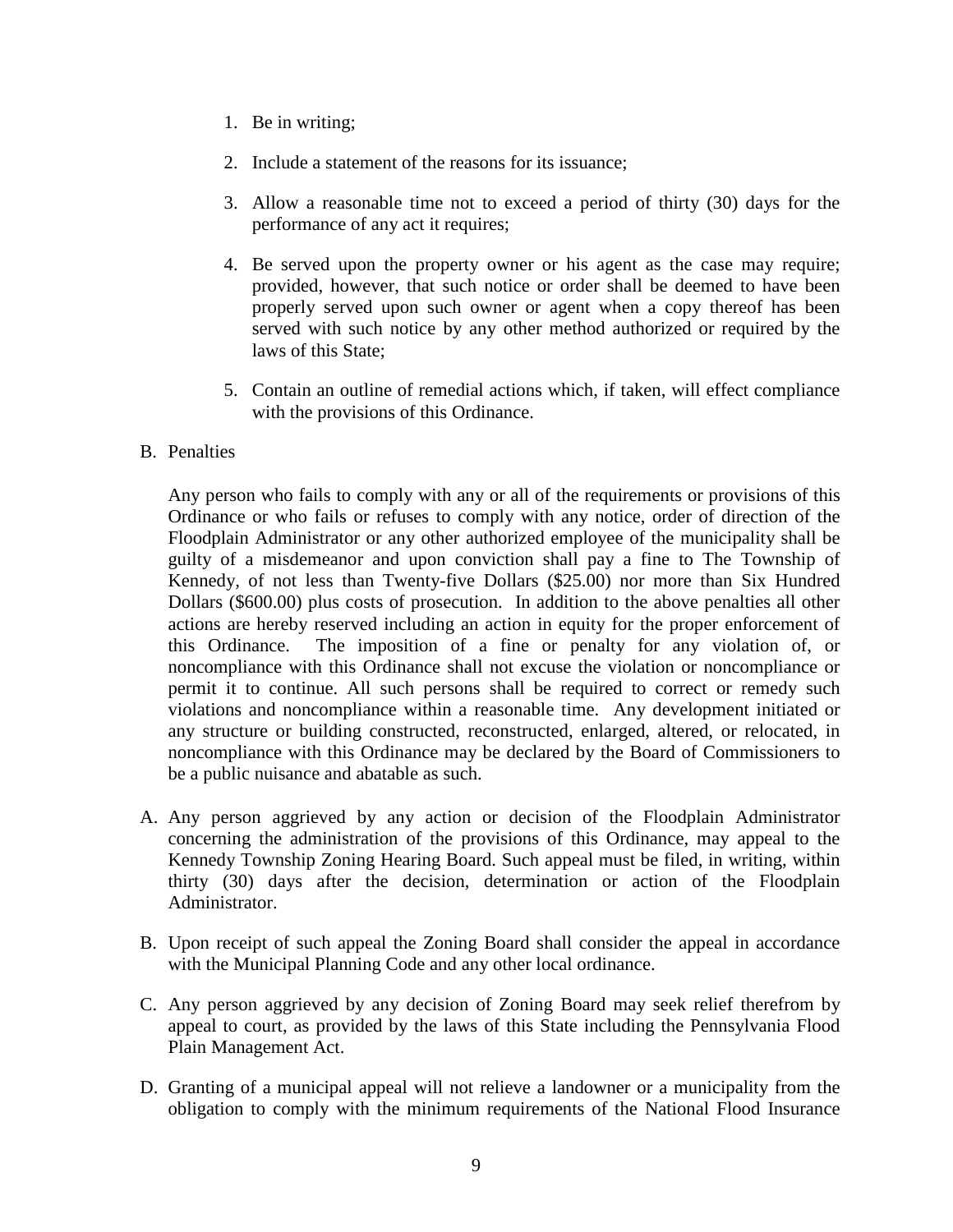1. Be in writing;

2. Include a statement of the reasons for its issuance;

3. Allow a reasonable time not to exceed a period of thirty (30) days for the performance of any act it requires;

4. Be served upon the property owner or his agent as the case may require; provided, however, that such notice or order shall be deemed to have been properly served upon such owner or agent when a copy thereof has been served with such notice by any other method authorized or required by the laws of this State;

5. Contain an outline of remedial actions which, if taken, will effect compliance with the provisions of this Ordinance.

B. Penalties

Any person who fails to comply with any or all of the requirements or provisions of this Ordinance or who fails or refuses to comply with any notice, order of direction of the Floodplain Administrator or any other authorized employee of the municipality shall be guilty of a misdemeanor and upon conviction shall pay a fine to The Township of Kennedy, of not less than Twenty-five Dollars ($25.00) nor more than Six Hundred Dollars ($600.00) plus costs of prosecution. In addition to the above penalties all other actions are hereby reserved including an action in equity for the proper enforcement of this Ordinance. The imposition of a fine or penalty for any violation of, or noncompliance with this Ordinance shall not excuse the violation or noncompliance or permit it to continue. All such persons shall be required to correct or remedy such violations and noncompliance within a reasonable time. Any development initiated or any structure or building constructed, reconstructed, enlarged, altered, or relocated, in noncompliance with this Ordinance may be declared by the Board of Commissioners to be a public nuisance and abatable as such.

A. Any person aggrieved by any action or decision of the Floodplain Administrator concerning the administration of the provisions of this Ordinance, may appeal to the Kennedy Township Zoning Hearing Board. Such appeal must be filed, in writing, within thirty (30) days after the decision, determination or action of the Floodplain Administrator.

B. Upon receipt of such appeal the Zoning Board shall consider the appeal in accordance with the Municipal Planning Code and any other local ordinance.

C. Any person aggrieved by any decision of Zoning Board may seek relief therefrom by appeal to court, as provided by the laws of this State including the Pennsylvania Flood Plain Management Act.

D. Granting of a municipal appeal will not relieve a landowner or a municipality from the obligation to comply with the minimum requirements of the National Flood Insurance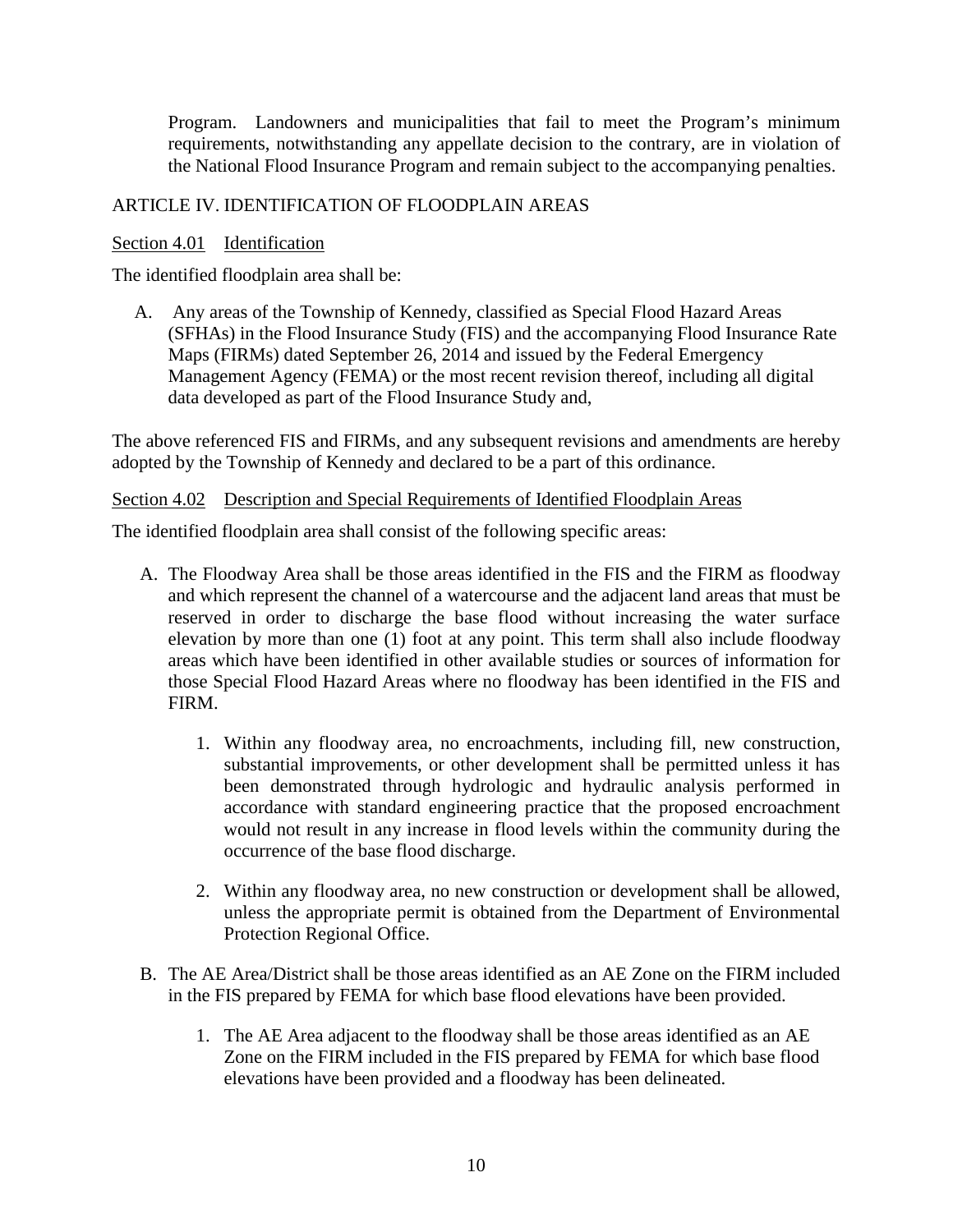Program. Landowners and municipalities that fail to meet the Program's minimum requirements, notwithstanding any appellate decision to the contrary, are in violation of the National Flood Insurance Program and remain subject to the accompanying penalties.

## ARTICLE IV. IDENTIFICATION OF FLOODPLAIN AREAS

### Section 4.01 Identification

The identified floodplain area shall be:

A. Any areas of the Township of Kennedy, classified as Special Flood Hazard Areas (SFHAs) in the Flood Insurance Study (FIS) and the accompanying Flood Insurance Rate Maps (FIRMs) dated September 26, 2014 and issued by the Federal Emergency Management Agency (FEMA) or the most recent revision thereof, including all digital data developed as part of the Flood Insurance Study and,

The above referenced FIS and FIRMs, and any subsequent revisions and amendments are hereby adopted by the Township of Kennedy and declared to be a part of this ordinance.

### Section 4.02 Description and Special Requirements of Identified Floodplain Areas

The identified floodplain area shall consist of the following specific areas:

A. The Floodway Area shall be those areas identified in the FIS and the FIRM as floodway and which represent the channel of a watercourse and the adjacent land areas that must be reserved in order to discharge the base flood without increasing the water surface elevation by more than one (1) foot at any point. This term shall also include floodway areas which have been identified in other available studies or sources of information for those Special Flood Hazard Areas where no floodway has been identified in the FIS and FIRM.

   1. Within any floodway area, no encroachments, including fill, new construction, substantial improvements, or other development shall be permitted unless it has been demonstrated through hydrologic and hydraulic analysis performed in accordance with standard engineering practice that the proposed encroachment would not result in any increase in flood levels within the community during the occurrence of the base flood discharge.

   2. Within any floodway area, no new construction or development shall be allowed, unless the appropriate permit is obtained from the Department of Environmental Protection Regional Office.

B. The AE Area/District shall be those areas identified as an AE Zone on the FIRM included in the FIS prepared by FEMA for which base flood elevations have been provided.

   1. The AE Area adjacent to the floodway shall be those areas identified as an AE Zone on the FIRM included in the FIS prepared by FEMA for which base flood elevations have been provided and a floodway has been delineated.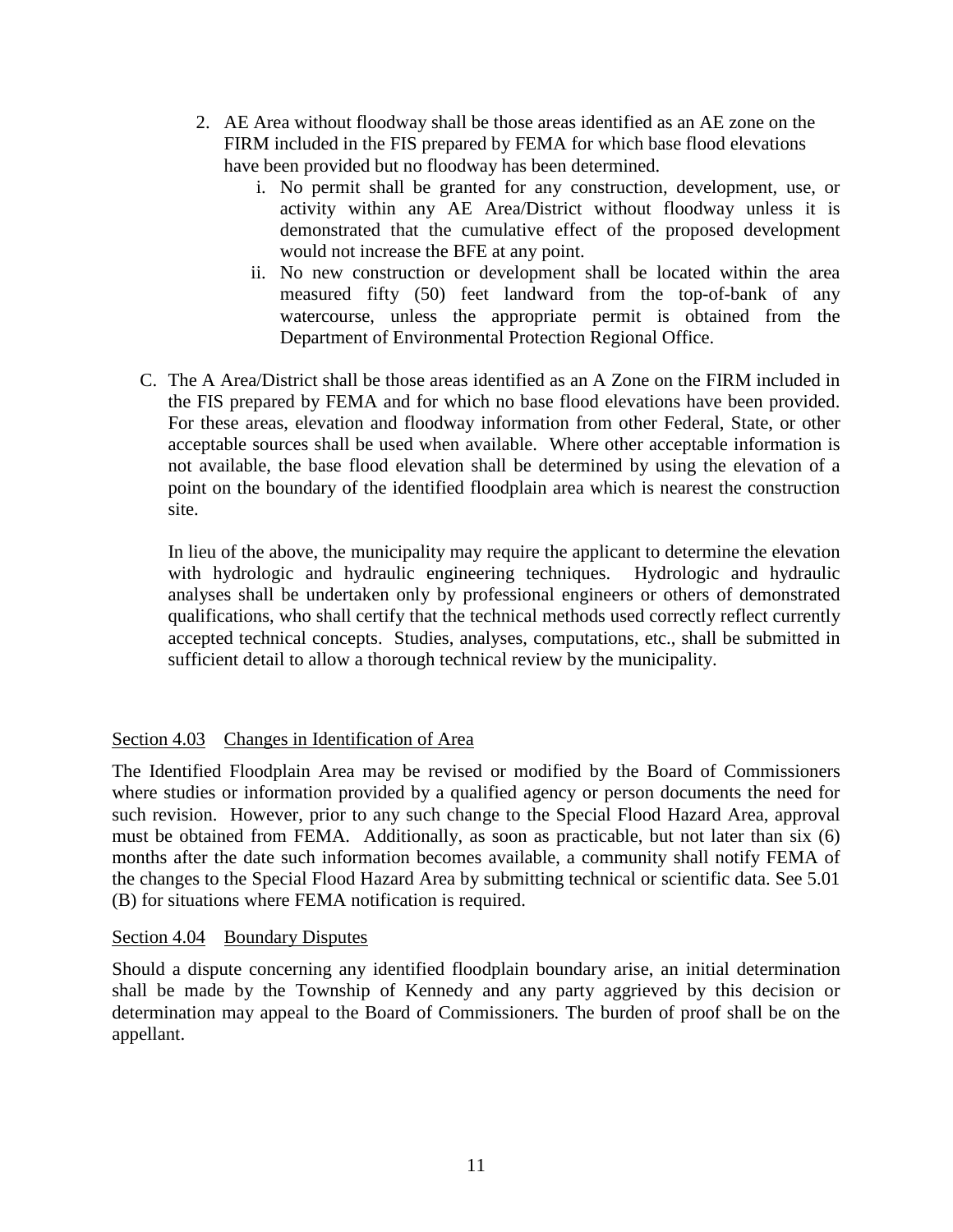2. AE Area without floodway shall be those areas identified as an AE zone on the FIRM included in the FIS prepared by FEMA for which base flood elevations have been provided but no floodway has been determined.
    i. No permit shall be granted for any construction, development, use, or activity within any AE Area/District without floodway unless it is demonstrated that the cumulative effect of the proposed development would not increase the BFE at any point.
    ii. No new construction or development shall be located within the area measured fifty (50) feet landward from the top-of-bank of any watercourse, unless the appropriate permit is obtained from the Department of Environmental Protection Regional Office.

C. The A Area/District shall be those areas identified as an A Zone on the FIRM included in the FIS prepared by FEMA and for which no base flood elevations have been provided. For these areas, elevation and floodway information from other Federal, State, or other acceptable sources shall be used when available. Where other acceptable information is not available, the base flood elevation shall be determined by using the elevation of a point on the boundary of the identified floodplain area which is nearest the construction site.

   In lieu of the above, the municipality may require the applicant to determine the elevation with hydrologic and hydraulic engineering techniques. Hydrologic and hydraulic analyses shall be undertaken only by professional engineers or others of demonstrated qualifications, who shall certify that the technical methods used correctly reflect currently accepted technical concepts. Studies, analyses, computations, etc., shall be submitted in sufficient detail to allow a thorough technical review by the municipality.

<u>Section 4.03</u> <u>Changes in Identification of Area</u>

The Identified Floodplain Area may be revised or modified by the Board of Commissioners where studies or information provided by a qualified agency or person documents the need for such revision. However, prior to any such change to the Special Flood Hazard Area, approval must be obtained from FEMA. Additionally, as soon as practicable, but not later than six (6) months after the date such information becomes available, a community shall notify FEMA of the changes to the Special Flood Hazard Area by submitting technical or scientific data. See 5.01 (B) for situations where FEMA notification is required.

<u>Section 4.04</u> <u>Boundary Disputes</u>

Should a dispute concerning any identified floodplain boundary arise, an initial determination shall be made by the Township of Kennedy and any party aggrieved by this decision or determination may appeal to the Board of Commissioners*.* The burden of proof shall be on the appellant.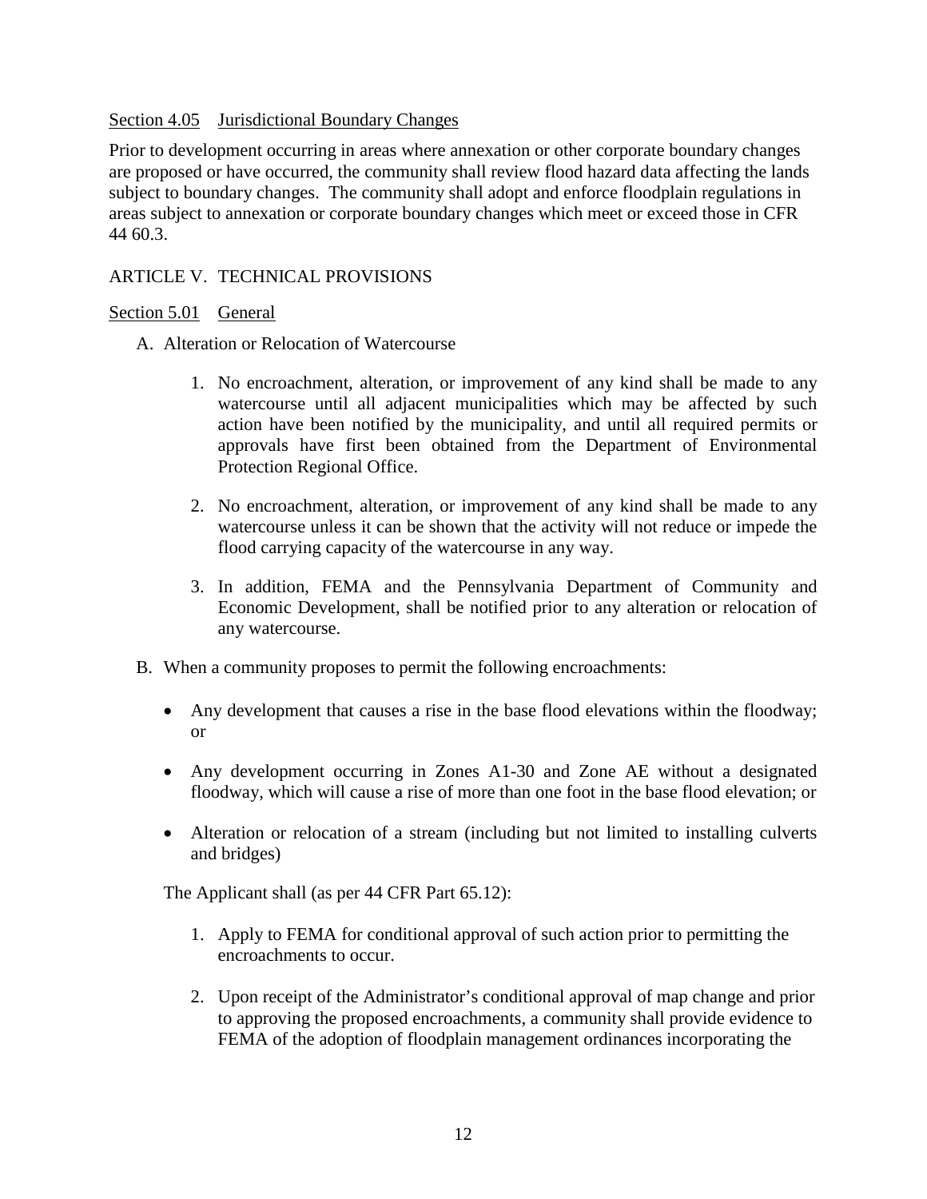Section 4.05 Jurisdictional Boundary Changes

Prior to development occurring in areas where annexation or other corporate boundary changes are proposed or have occurred, the community shall review flood hazard data affecting the lands subject to boundary changes. The community shall adopt and enforce floodplain regulations in areas subject to annexation or corporate boundary changes which meet or exceed those in CFR 44 60.3.

## ARTICLE V. TECHNICAL PROVISIONS

Section 5.01 General

A. Alteration or Relocation of Watercourse

1. No encroachment, alteration, or improvement of any kind shall be made to any watercourse until all adjacent municipalities which may be affected by such action have been notified by the municipality, and until all required permits or approvals have first been obtained from the Department of Environmental Protection Regional Office.

2. No encroachment, alteration, or improvement of any kind shall be made to any watercourse unless it can be shown that the activity will not reduce or impede the flood carrying capacity of the watercourse in any way.

3. In addition, FEMA and the Pennsylvania Department of Community and Economic Development, shall be notified prior to any alteration or relocation of any watercourse.

B. When a community proposes to permit the following encroachments:

- Any development that causes a rise in the base flood elevations within the floodway; or
- Any development occurring in Zones A1-30 and Zone AE without a designated floodway, which will cause a rise of more than one foot in the base flood elevation; or
- Alteration or relocation of a stream (including but not limited to installing culverts and bridges)

The Applicant shall (as per 44 CFR Part 65.12):

1. Apply to FEMA for conditional approval of such action prior to permitting the encroachments to occur.

2. Upon receipt of the Administrator's conditional approval of map change and prior to approving the proposed encroachments, a community shall provide evidence to FEMA of the adoption of floodplain management ordinances incorporating the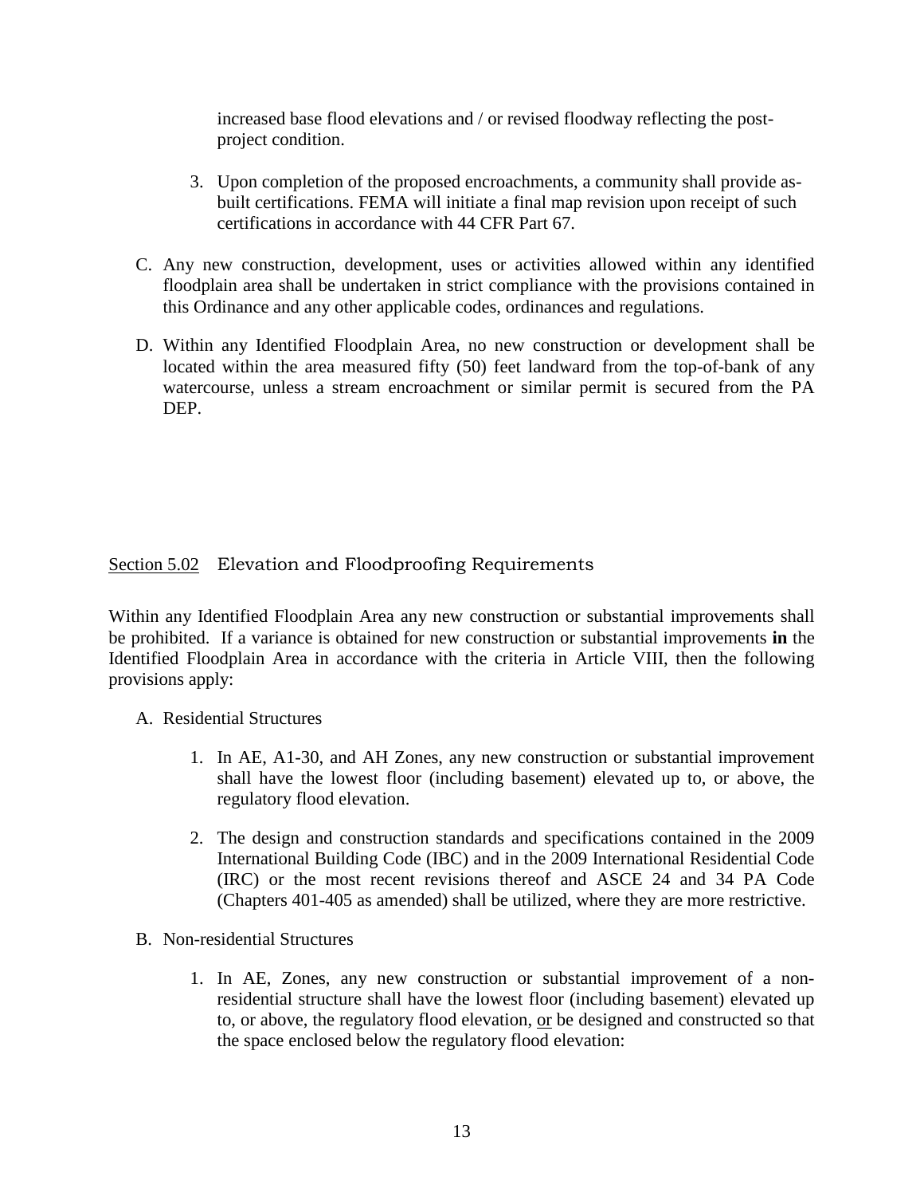increased base flood elevations and / or revised floodway reflecting the post-project condition.

3. Upon completion of the proposed encroachments, a community shall provide as-built certifications. FEMA will initiate a final map revision upon receipt of such certifications in accordance with 44 CFR Part 67.

C. Any new construction, development, uses or activities allowed within any identified floodplain area shall be undertaken in strict compliance with the provisions contained in this Ordinance and any other applicable codes, ordinances and regulations.

D. Within any Identified Floodplain Area, no new construction or development shall be located within the area measured fifty (50) feet landward from the top-of-bank of any watercourse, unless a stream encroachment or similar permit is secured from the PA DEP.

## Section 5.02 Elevation and Floodproofing Requirements

Within any Identified Floodplain Area any new construction or substantial improvements shall be prohibited. If a variance is obtained for new construction or substantial improvements **in** the Identified Floodplain Area in accordance with the criteria in Article VIII, then the following provisions apply:

A. Residential Structures

1. In AE, A1-30, and AH Zones, any new construction or substantial improvement shall have the lowest floor (including basement) elevated up to, or above, the regulatory flood elevation.

2. The design and construction standards and specifications contained in the 2009 International Building Code (IBC) and in the 2009 International Residential Code (IRC) or the most recent revisions thereof and ASCE 24 and 34 PA Code (Chapters 401-405 as amended) shall be utilized, where they are more restrictive.

B. Non-residential Structures

1. In AE, Zones, any new construction or substantial improvement of a non-residential structure shall have the lowest floor (including basement) elevated up to, or above, the regulatory flood elevation, or be designed and constructed so that the space enclosed below the regulatory flood elevation: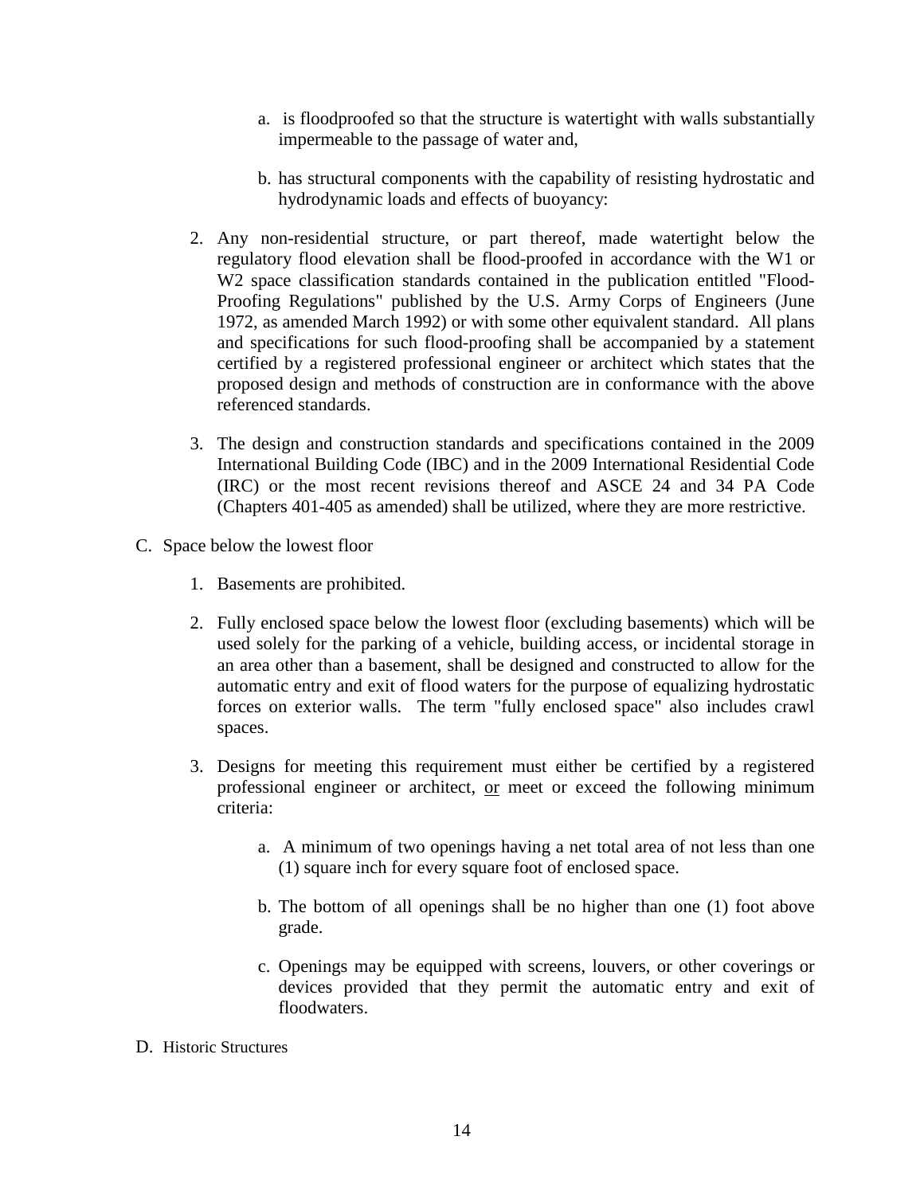a. is floodproofed so that the structure is watertight with walls substantially impermeable to the passage of water and,

b. has structural components with the capability of resisting hydrostatic and hydrodynamic loads and effects of buoyancy:

2. Any non-residential structure, or part thereof, made watertight below the regulatory flood elevation shall be flood-proofed in accordance with the W1 or W2 space classification standards contained in the publication entitled "Flood-Proofing Regulations" published by the U.S. Army Corps of Engineers (June 1972, as amended March 1992) or with some other equivalent standard. All plans and specifications for such flood-proofing shall be accompanied by a statement certified by a registered professional engineer or architect which states that the proposed design and methods of construction are in conformance with the above referenced standards.

3. The design and construction standards and specifications contained in the 2009 International Building Code (IBC) and in the 2009 International Residential Code (IRC) or the most recent revisions thereof and ASCE 24 and 34 PA Code (Chapters 401-405 as amended) shall be utilized, where they are more restrictive.

C. Space below the lowest floor

1. Basements are prohibited.

2. Fully enclosed space below the lowest floor (excluding basements) which will be used solely for the parking of a vehicle, building access, or incidental storage in an area other than a basement, shall be designed and constructed to allow for the automatic entry and exit of flood waters for the purpose of equalizing hydrostatic forces on exterior walls. The term "fully enclosed space" also includes crawl spaces.

3. Designs for meeting this requirement must either be certified by a registered professional engineer or architect, <u>or</u> meet or exceed the following minimum criteria:

   a. A minimum of two openings having a net total area of not less than one (1) square inch for every square foot of enclosed space.

   b. The bottom of all openings shall be no higher than one (1) foot above grade.

   c. Openings may be equipped with screens, louvers, or other coverings or devices provided that they permit the automatic entry and exit of floodwaters.

D. Historic Structures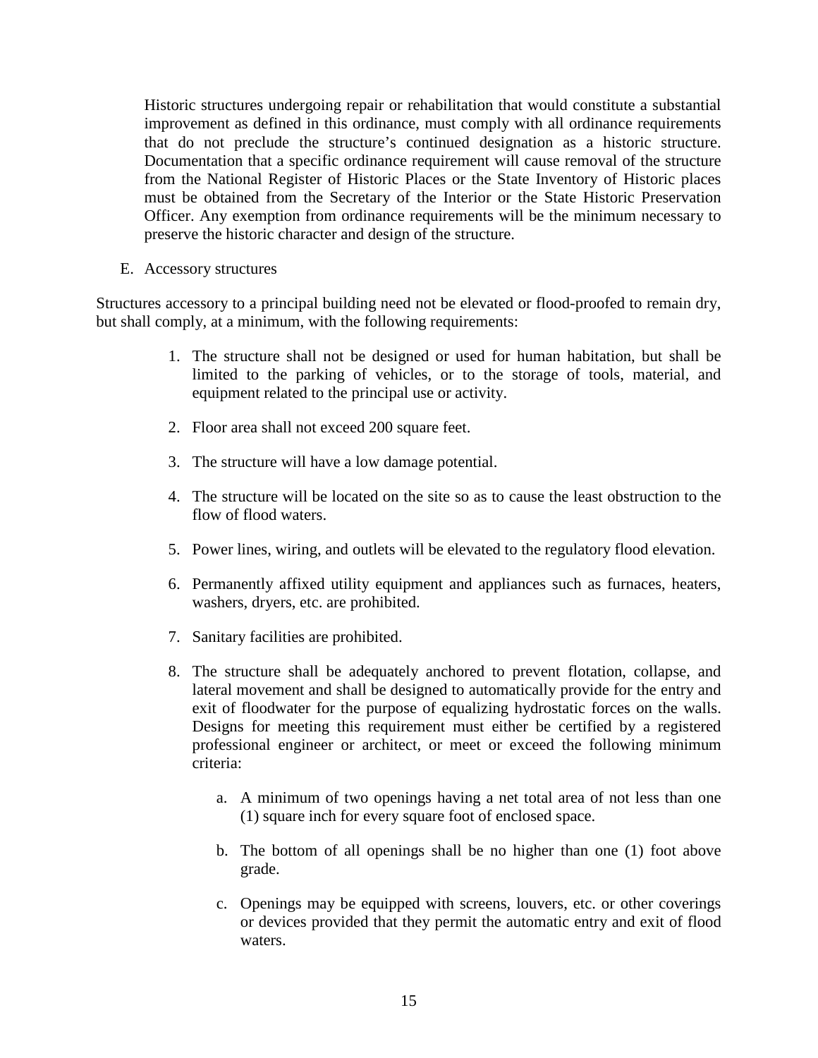Historic structures undergoing repair or rehabilitation that would constitute a substantial improvement as defined in this ordinance, must comply with all ordinance requirements that do not preclude the structure's continued designation as a historic structure. Documentation that a specific ordinance requirement will cause removal of the structure from the National Register of Historic Places or the State Inventory of Historic places must be obtained from the Secretary of the Interior or the State Historic Preservation Officer. Any exemption from ordinance requirements will be the minimum necessary to preserve the historic character and design of the structure.

E. Accessory structures

Structures accessory to a principal building need not be elevated or flood-proofed to remain dry, but shall comply, at a minimum, with the following requirements:

1. The structure shall not be designed or used for human habitation, but shall be limited to the parking of vehicles, or to the storage of tools, material, and equipment related to the principal use or activity.

2. Floor area shall not exceed 200 square feet.

3. The structure will have a low damage potential.

4. The structure will be located on the site so as to cause the least obstruction to the flow of flood waters.

5. Power lines, wiring, and outlets will be elevated to the regulatory flood elevation.

6. Permanently affixed utility equipment and appliances such as furnaces, heaters, washers, dryers, etc. are prohibited.

7. Sanitary facilities are prohibited.

8. The structure shall be adequately anchored to prevent flotation, collapse, and lateral movement and shall be designed to automatically provide for the entry and exit of floodwater for the purpose of equalizing hydrostatic forces on the walls. Designs for meeting this requirement must either be certified by a registered professional engineer or architect, or meet or exceed the following minimum criteria:

    a. A minimum of two openings having a net total area of not less than one (1) square inch for every square foot of enclosed space.

    b. The bottom of all openings shall be no higher than one (1) foot above grade.

    c. Openings may be equipped with screens, louvers, etc. or other coverings or devices provided that they permit the automatic entry and exit of flood waters.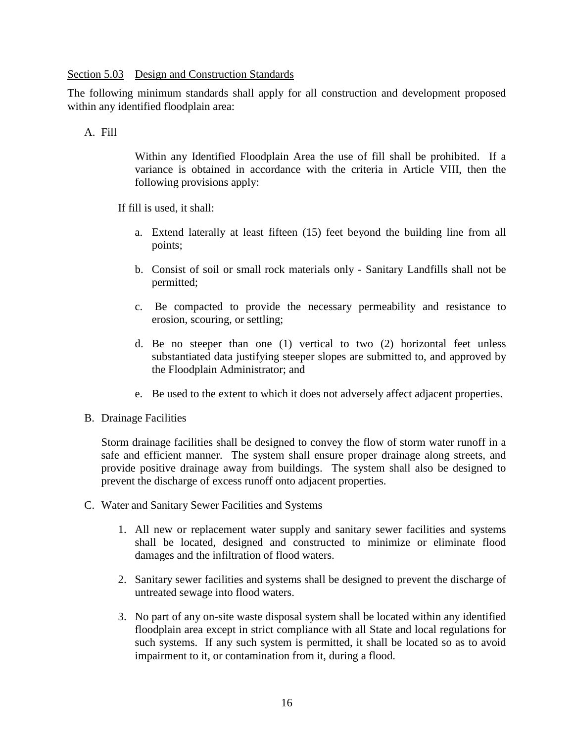## Section 5.03 Design and Construction Standards

The following minimum standards shall apply for all construction and development proposed within any identified floodplain area:

A. Fill

Within any Identified Floodplain Area the use of fill shall be prohibited. If a variance is obtained in accordance with the criteria in Article VIII, then the following provisions apply:

If fill is used, it shall:

a. Extend laterally at least fifteen (15) feet beyond the building line from all points;

b. Consist of soil or small rock materials only - Sanitary Landfills shall not be permitted;

c. Be compacted to provide the necessary permeability and resistance to erosion, scouring, or settling;

d. Be no steeper than one (1) vertical to two (2) horizontal feet unless substantiated data justifying steeper slopes are submitted to, and approved by the Floodplain Administrator; and

e. Be used to the extent to which it does not adversely affect adjacent properties.

B. Drainage Facilities

Storm drainage facilities shall be designed to convey the flow of storm water runoff in a safe and efficient manner. The system shall ensure proper drainage along streets, and provide positive drainage away from buildings. The system shall also be designed to prevent the discharge of excess runoff onto adjacent properties.

C. Water and Sanitary Sewer Facilities and Systems

1. All new or replacement water supply and sanitary sewer facilities and systems shall be located, designed and constructed to minimize or eliminate flood damages and the infiltration of flood waters.

2. Sanitary sewer facilities and systems shall be designed to prevent the discharge of untreated sewage into flood waters.

3. No part of any on-site waste disposal system shall be located within any identified floodplain area except in strict compliance with all State and local regulations for such systems. If any such system is permitted, it shall be located so as to avoid impairment to it, or contamination from it, during a flood.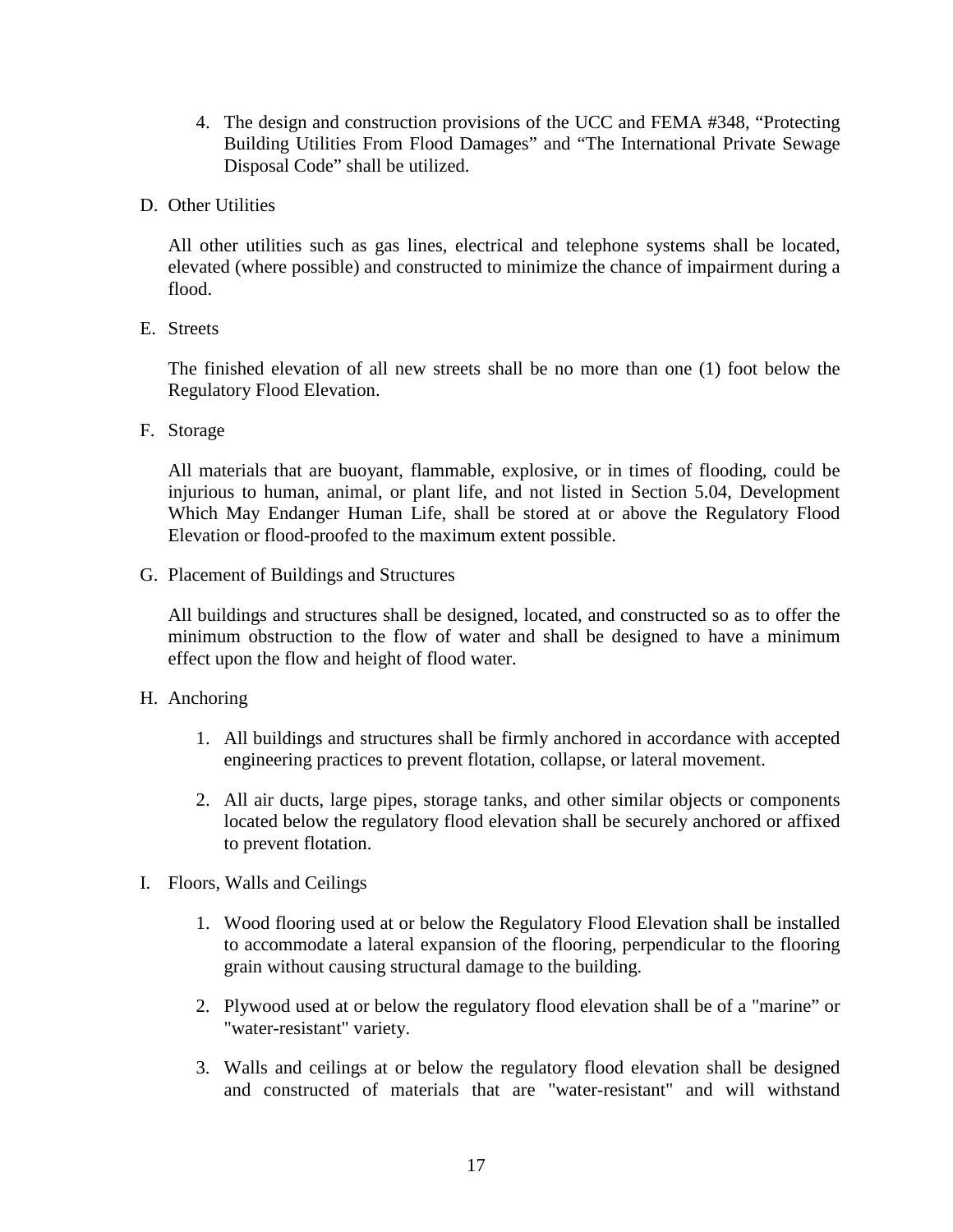4. The design and construction provisions of the UCC and FEMA #348, "Protecting Building Utilities From Flood Damages" and "The International Private Sewage Disposal Code" shall be utilized.

D. Other Utilities

All other utilities such as gas lines, electrical and telephone systems shall be located, elevated (where possible) and constructed to minimize the chance of impairment during a flood.

E. Streets

The finished elevation of all new streets shall be no more than one (1) foot below the Regulatory Flood Elevation.

F. Storage

All materials that are buoyant, flammable, explosive, or in times of flooding, could be injurious to human, animal, or plant life, and not listed in Section 5.04, Development Which May Endanger Human Life, shall be stored at or above the Regulatory Flood Elevation or flood-proofed to the maximum extent possible.

G. Placement of Buildings and Structures

All buildings and structures shall be designed, located, and constructed so as to offer the minimum obstruction to the flow of water and shall be designed to have a minimum effect upon the flow and height of flood water.

H. Anchoring

1. All buildings and structures shall be firmly anchored in accordance with accepted engineering practices to prevent flotation, collapse, or lateral movement.

2. All air ducts, large pipes, storage tanks, and other similar objects or components located below the regulatory flood elevation shall be securely anchored or affixed to prevent flotation.

I. Floors, Walls and Ceilings

1. Wood flooring used at or below the Regulatory Flood Elevation shall be installed to accommodate a lateral expansion of the flooring, perpendicular to the flooring grain without causing structural damage to the building.

2. Plywood used at or below the regulatory flood elevation shall be of a "marine" or "water-resistant" variety.

3. Walls and ceilings at or below the regulatory flood elevation shall be designed and constructed of materials that are "water-resistant" and will withstand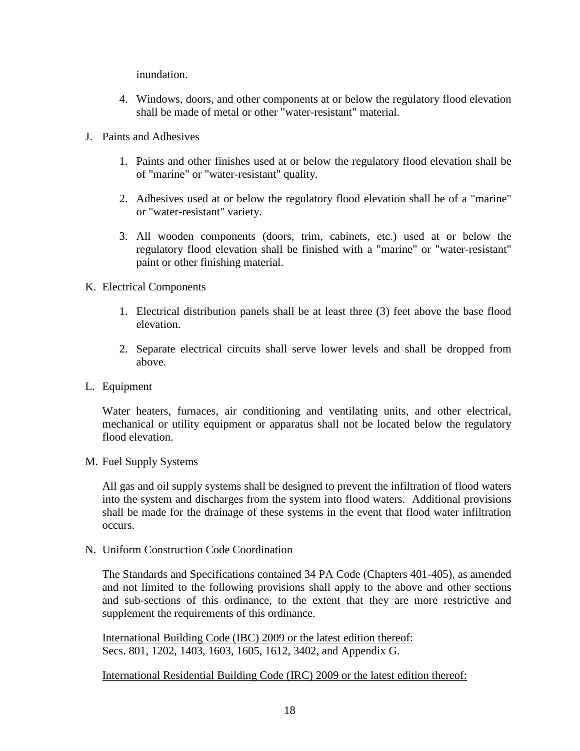inundation.

4. Windows, doors, and other components at or below the regulatory flood elevation shall be made of metal or other "water-resistant" material.

J. Paints and Adhesives

   1. Paints and other finishes used at or below the regulatory flood elevation shall be of "marine" or "water-resistant" quality.

   2. Adhesives used at or below the regulatory flood elevation shall be of a "marine" or "water-resistant" variety.

   3. All wooden components (doors, trim, cabinets, etc.) used at or below the regulatory flood elevation shall be finished with a "marine" or "water-resistant" paint or other finishing material.

K. Electrical Components

   1. Electrical distribution panels shall be at least three (3) feet above the base flood elevation.

   2. Separate electrical circuits shall serve lower levels and shall be dropped from above.

L. Equipment

   Water heaters, furnaces, air conditioning and ventilating units, and other electrical, mechanical or utility equipment or apparatus shall not be located below the regulatory flood elevation.

M. Fuel Supply Systems

   All gas and oil supply systems shall be designed to prevent the infiltration of flood waters into the system and discharges from the system into flood waters. Additional provisions shall be made for the drainage of these systems in the event that flood water infiltration occurs.

N. Uniform Construction Code Coordination

   The Standards and Specifications contained 34 PA Code (Chapters 401-405), as amended and not limited to the following provisions shall apply to the above and other sections and sub-sections of this ordinance, to the extent that they are more restrictive and supplement the requirements of this ordinance.

   <u>International Building Code (IBC) 2009 or the latest edition thereof:</u>
   Secs. 801, 1202, 1403, 1603, 1605, 1612, 3402, and Appendix G.

   <u>International Residential Building Code (IRC) 2009 or the latest edition thereof:</u>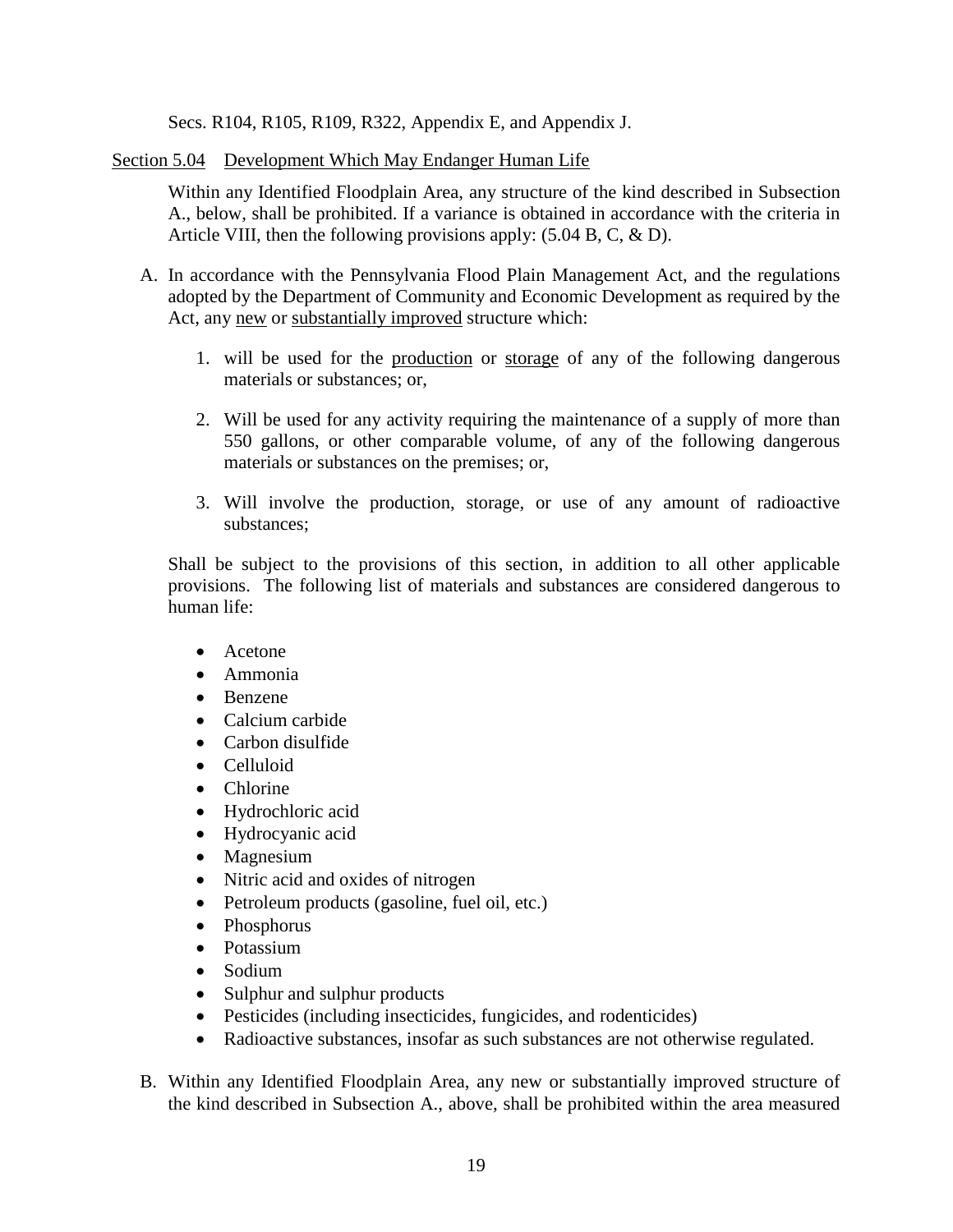Secs. R104, R105, R109, R322, Appendix E, and Appendix J.

## Section 5.04 Development Which May Endanger Human Life

Within any Identified Floodplain Area, any structure of the kind described in Subsection A., below, shall be prohibited. If a variance is obtained in accordance with the criteria in Article VIII, then the following provisions apply: (5.04 B, C, & D).

A. In accordance with the Pennsylvania Flood Plain Management Act, and the regulations adopted by the Department of Community and Economic Development as required by the Act, any new or substantially improved structure which:

   1. will be used for the production or storage of any of the following dangerous materials or substances; or,

   2. Will be used for any activity requiring the maintenance of a supply of more than 550 gallons, or other comparable volume, of any of the following dangerous materials or substances on the premises; or,

   3. Will involve the production, storage, or use of any amount of radioactive substances;

   Shall be subject to the provisions of this section, in addition to all other applicable provisions. The following list of materials and substances are considered dangerous to human life:

   - Acetone
   - Ammonia
   - Benzene
   - Calcium carbide
   - Carbon disulfide
   - Celluloid
   - Chlorine
   - Hydrochloric acid
   - Hydrocyanic acid
   - Magnesium
   - Nitric acid and oxides of nitrogen
   - Petroleum products (gasoline, fuel oil, etc.)
   - Phosphorus
   - Potassium
   - Sodium
   - Sulphur and sulphur products
   - Pesticides (including insecticides, fungicides, and rodenticides)
   - Radioactive substances, insofar as such substances are not otherwise regulated.

B. Within any Identified Floodplain Area, any new or substantially improved structure of the kind described in Subsection A., above, shall be prohibited within the area measured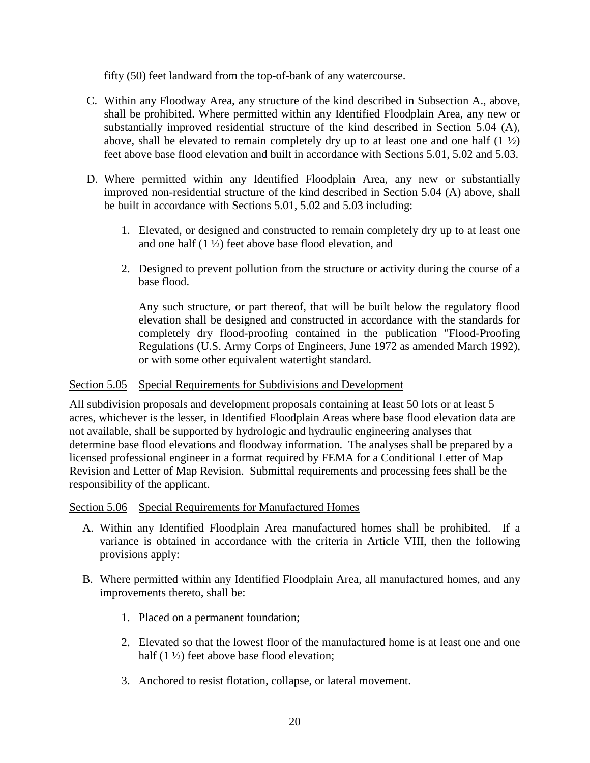fifty (50) feet landward from the top-of-bank of any watercourse.

C. Within any Floodway Area, any structure of the kind described in Subsection A., above, shall be prohibited. Where permitted within any Identified Floodplain Area, any new or substantially improved residential structure of the kind described in Section 5.04 (A), above, shall be elevated to remain completely dry up to at least one and one half (1 ½) feet above base flood elevation and built in accordance with Sections 5.01, 5.02 and 5.03.

D. Where permitted within any Identified Floodplain Area, any new or substantially improved non-residential structure of the kind described in Section 5.04 (A) above, shall be built in accordance with Sections 5.01, 5.02 and 5.03 including:

   1. Elevated, or designed and constructed to remain completely dry up to at least one and one half (1 ½) feet above base flood elevation, and

   2. Designed to prevent pollution from the structure or activity during the course of a base flood.

   Any such structure, or part thereof, that will be built below the regulatory flood elevation shall be designed and constructed in accordance with the standards for completely dry flood-proofing contained in the publication "Flood-Proofing Regulations (U.S. Army Corps of Engineers, June 1972 as amended March 1992), or with some other equivalent watertight standard.

<u>Section 5.05</u> <u>Special Requirements for Subdivisions and Development</u>

All subdivision proposals and development proposals containing at least 50 lots or at least 5 acres, whichever is the lesser, in Identified Floodplain Areas where base flood elevation data are not available, shall be supported by hydrologic and hydraulic engineering analyses that determine base flood elevations and floodway information. The analyses shall be prepared by a licensed professional engineer in a format required by FEMA for a Conditional Letter of Map Revision and Letter of Map Revision. Submittal requirements and processing fees shall be the responsibility of the applicant.

<u>Section 5.06</u> <u>Special Requirements for Manufactured Homes</u>

A. Within any Identified Floodplain Area manufactured homes shall be prohibited. If a variance is obtained in accordance with the criteria in Article VIII, then the following provisions apply:

B. Where permitted within any Identified Floodplain Area, all manufactured homes, and any improvements thereto, shall be:

   1. Placed on a permanent foundation;

   2. Elevated so that the lowest floor of the manufactured home is at least one and one half (1 ½) feet above base flood elevation;

   3. Anchored to resist flotation, collapse, or lateral movement.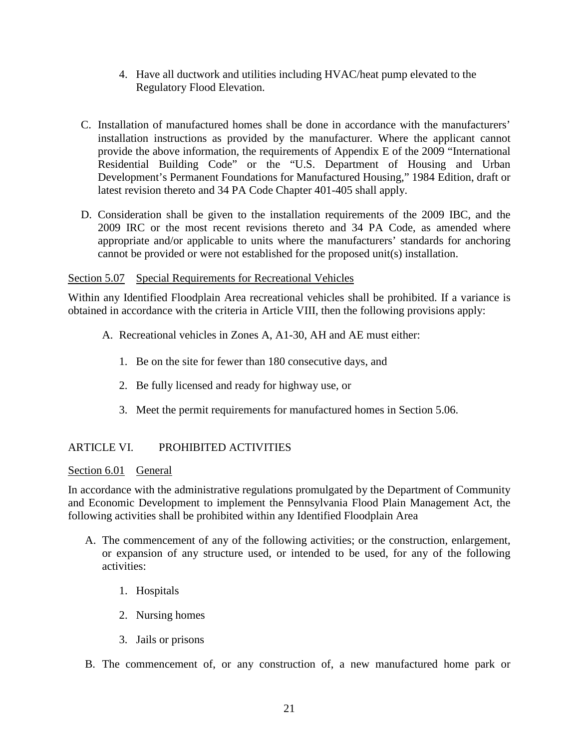4. Have all ductwork and utilities including HVAC/heat pump elevated to the Regulatory Flood Elevation.

C. Installation of manufactured homes shall be done in accordance with the manufacturers' installation instructions as provided by the manufacturer. Where the applicant cannot provide the above information, the requirements of Appendix E of the 2009 "International Residential Building Code" or the "U.S. Department of Housing and Urban Development's Permanent Foundations for Manufactured Housing," 1984 Edition, draft or latest revision thereto and 34 PA Code Chapter 401-405 shall apply.

D. Consideration shall be given to the installation requirements of the 2009 IBC, and the 2009 IRC or the most recent revisions thereto and 34 PA Code, as amended where appropriate and/or applicable to units where the manufacturers' standards for anchoring cannot be provided or were not established for the proposed unit(s) installation.

Section 5.07 Special Requirements for Recreational Vehicles

Within any Identified Floodplain Area recreational vehicles shall be prohibited. If a variance is obtained in accordance with the criteria in Article VIII, then the following provisions apply:

A. Recreational vehicles in Zones A, A1-30, AH and AE must either:

1. Be on the site for fewer than 180 consecutive days, and
2. Be fully licensed and ready for highway use, or
3. Meet the permit requirements for manufactured homes in Section 5.06.

## ARTICLE VI. PROHIBITED ACTIVITIES

Section 6.01 General

In accordance with the administrative regulations promulgated by the Department of Community and Economic Development to implement the Pennsylvania Flood Plain Management Act, the following activities shall be prohibited within any Identified Floodplain Area

A. The commencement of any of the following activities; or the construction, enlargement, or expansion of any structure used, or intended to be used, for any of the following activities:

1. Hospitals
2. Nursing homes
3. Jails or prisons

B. The commencement of, or any construction of, a new manufactured home park or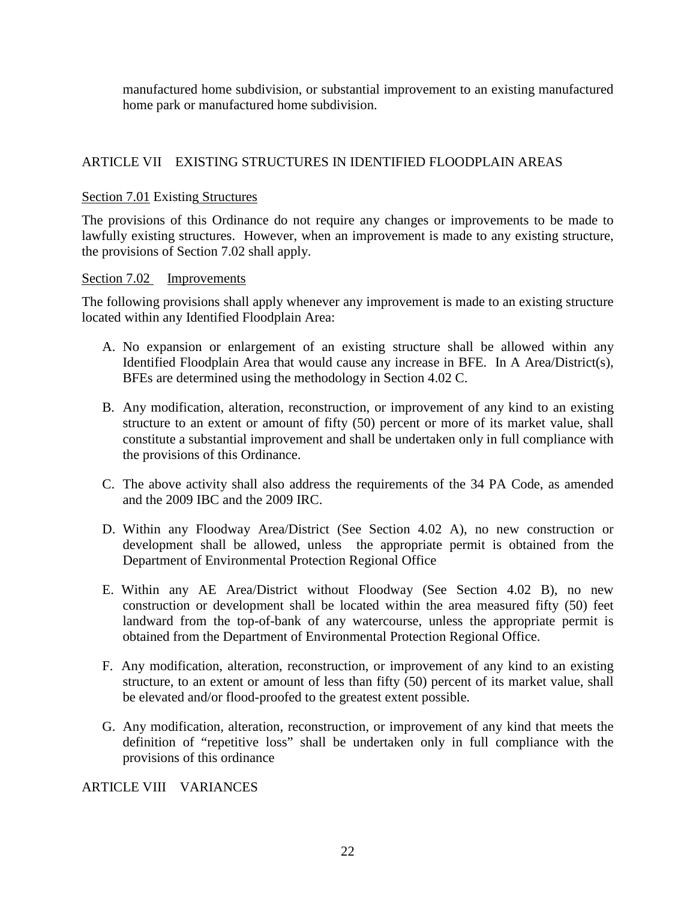manufactured home subdivision, or substantial improvement to an existing manufactured home park or manufactured home subdivision.

## ARTICLE VII EXISTING STRUCTURES IN IDENTIFIED FLOODPLAIN AREAS

### Section 7.01 Existing Structures

The provisions of this Ordinance do not require any changes or improvements to be made to lawfully existing structures. However, when an improvement is made to any existing structure, the provisions of Section 7.02 shall apply.

### Section 7.02 Improvements

The following provisions shall apply whenever any improvement is made to an existing structure located within any Identified Floodplain Area:

A. No expansion or enlargement of an existing structure shall be allowed within any Identified Floodplain Area that would cause any increase in BFE. In A Area/District(s), BFEs are determined using the methodology in Section 4.02 C.

B. Any modification, alteration, reconstruction, or improvement of any kind to an existing structure to an extent or amount of fifty (50) percent or more of its market value, shall constitute a substantial improvement and shall be undertaken only in full compliance with the provisions of this Ordinance.

C. The above activity shall also address the requirements of the 34 PA Code, as amended and the 2009 IBC and the 2009 IRC.

D. Within any Floodway Area/District (See Section 4.02 A), no new construction or development shall be allowed, unless the appropriate permit is obtained from the Department of Environmental Protection Regional Office

E. Within any AE Area/District without Floodway (See Section 4.02 B), no new construction or development shall be located within the area measured fifty (50) feet landward from the top-of-bank of any watercourse, unless the appropriate permit is obtained from the Department of Environmental Protection Regional Office.

F. Any modification, alteration, reconstruction, or improvement of any kind to an existing structure, to an extent or amount of less than fifty (50) percent of its market value, shall be elevated and/or flood-proofed to the greatest extent possible.

G. Any modification, alteration, reconstruction, or improvement of any kind that meets the definition of "repetitive loss" shall be undertaken only in full compliance with the provisions of this ordinance

## ARTICLE VIII VARIANCES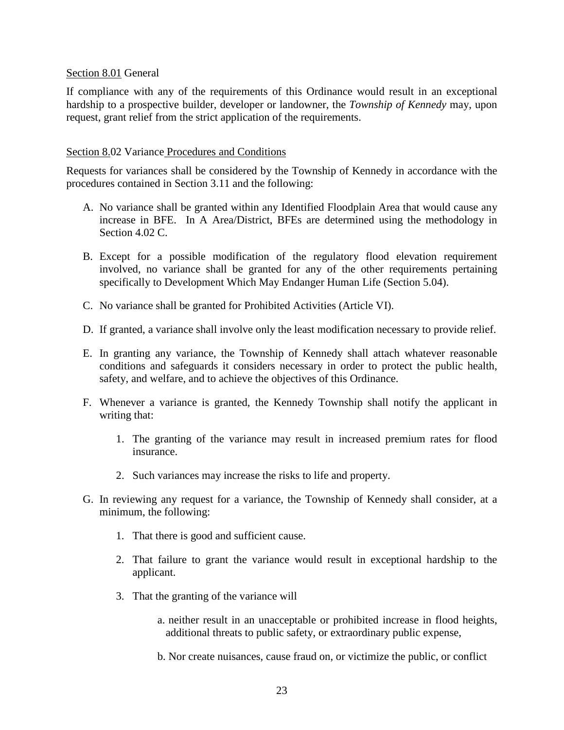Section 8.01 General

If compliance with any of the requirements of this Ordinance would result in an exceptional hardship to a prospective builder, developer or landowner, the *Township of Kennedy* may, upon request, grant relief from the strict application of the requirements.

Section 8.02 Variance Procedures and Conditions

Requests for variances shall be considered by the Township of Kennedy in accordance with the procedures contained in Section 3.11 and the following:

A. No variance shall be granted within any Identified Floodplain Area that would cause any increase in BFE. In A Area/District, BFEs are determined using the methodology in Section 4.02 C.

B. Except for a possible modification of the regulatory flood elevation requirement involved, no variance shall be granted for any of the other requirements pertaining specifically to Development Which May Endanger Human Life (Section 5.04).

C. No variance shall be granted for Prohibited Activities (Article VI).

D. If granted, a variance shall involve only the least modification necessary to provide relief.

E. In granting any variance, the Township of Kennedy shall attach whatever reasonable conditions and safeguards it considers necessary in order to protect the public health, safety, and welfare, and to achieve the objectives of this Ordinance.

F. Whenever a variance is granted, the Kennedy Township shall notify the applicant in writing that:

   1. The granting of the variance may result in increased premium rates for flood insurance.

   2. Such variances may increase the risks to life and property.

G. In reviewing any request for a variance, the Township of Kennedy shall consider, at a minimum, the following:

   1. That there is good and sufficient cause.

   2. That failure to grant the variance would result in exceptional hardship to the applicant.

   3. That the granting of the variance will

      a. neither result in an unacceptable or prohibited increase in flood heights, additional threats to public safety, or extraordinary public expense,

      b. Nor create nuisances, cause fraud on, or victimize the public, or conflict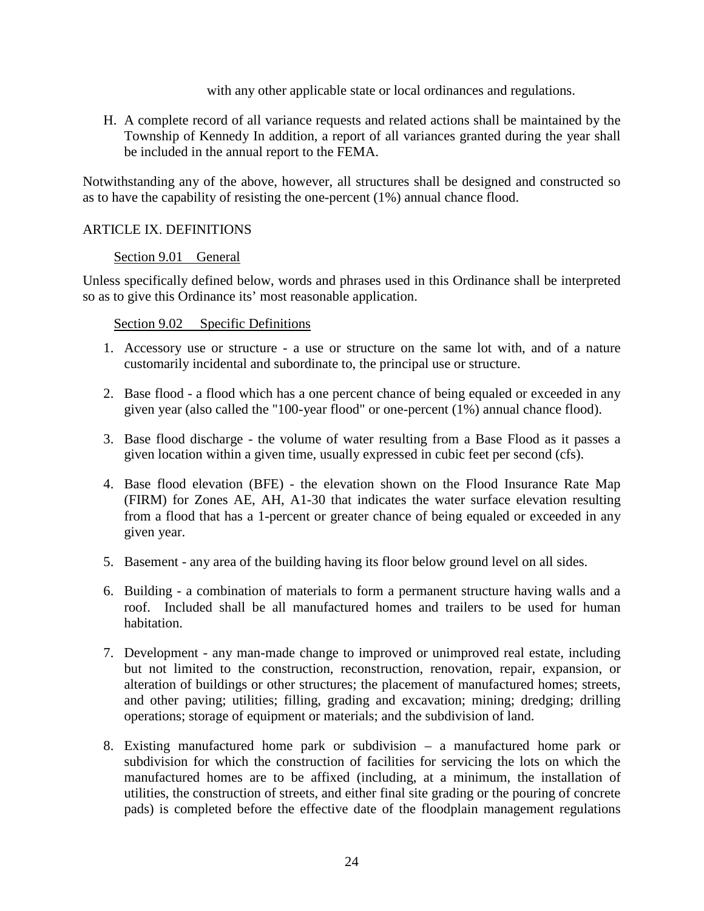with any other applicable state or local ordinances and regulations.

H. A complete record of all variance requests and related actions shall be maintained by the Township of Kennedy In addition, a report of all variances granted during the year shall be included in the annual report to the FEMA.

Notwithstanding any of the above, however, all structures shall be designed and constructed so as to have the capability of resisting the one-percent (1%) annual chance flood.

## ARTICLE IX. DEFINITIONS

### Section 9.01 General

Unless specifically defined below, words and phrases used in this Ordinance shall be interpreted so as to give this Ordinance its' most reasonable application.

### Section 9.02 Specific Definitions

1. Accessory use or structure - a use or structure on the same lot with, and of a nature customarily incidental and subordinate to, the principal use or structure.

2. Base flood - a flood which has a one percent chance of being equaled or exceeded in any given year (also called the "100-year flood" or one-percent (1%) annual chance flood).

3. Base flood discharge - the volume of water resulting from a Base Flood as it passes a given location within a given time, usually expressed in cubic feet per second (cfs).

4. Base flood elevation (BFE) - the elevation shown on the Flood Insurance Rate Map (FIRM) for Zones AE, AH, A1-30 that indicates the water surface elevation resulting from a flood that has a 1-percent or greater chance of being equaled or exceeded in any given year.

5. Basement - any area of the building having its floor below ground level on all sides.

6. Building - a combination of materials to form a permanent structure having walls and a roof. Included shall be all manufactured homes and trailers to be used for human habitation.

7. Development - any man-made change to improved or unimproved real estate, including but not limited to the construction, reconstruction, renovation, repair, expansion, or alteration of buildings or other structures; the placement of manufactured homes; streets, and other paving; utilities; filling, grading and excavation; mining; dredging; drilling operations; storage of equipment or materials; and the subdivision of land.

8. Existing manufactured home park or subdivision – a manufactured home park or subdivision for which the construction of facilities for servicing the lots on which the manufactured homes are to be affixed (including, at a minimum, the installation of utilities, the construction of streets, and either final site grading or the pouring of concrete pads) is completed before the effective date of the floodplain management regulations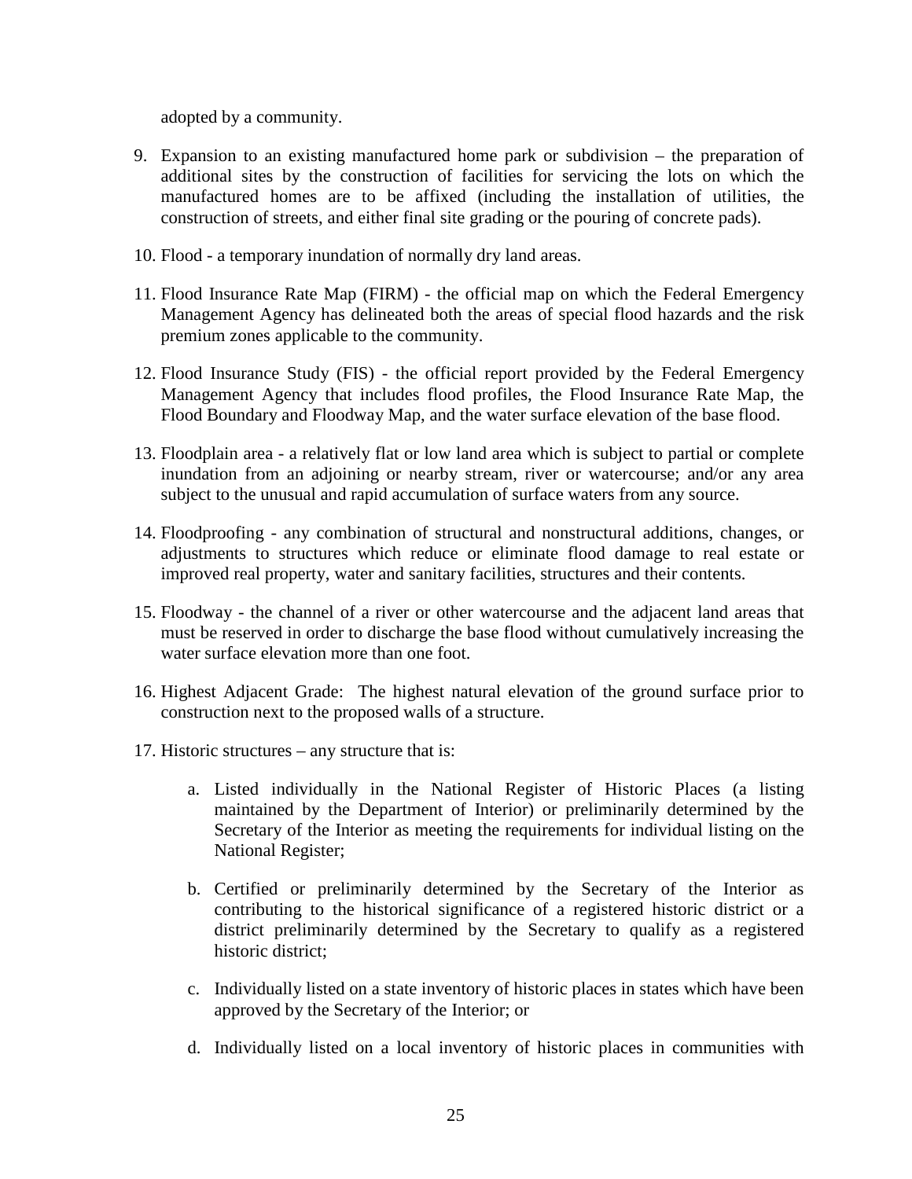adopted by a community.

9. Expansion to an existing manufactured home park or subdivision – the preparation of additional sites by the construction of facilities for servicing the lots on which the manufactured homes are to be affixed (including the installation of utilities, the construction of streets, and either final site grading or the pouring of concrete pads).

10. Flood - a temporary inundation of normally dry land areas.

11. Flood Insurance Rate Map (FIRM) - the official map on which the Federal Emergency Management Agency has delineated both the areas of special flood hazards and the risk premium zones applicable to the community.

12. Flood Insurance Study (FIS) - the official report provided by the Federal Emergency Management Agency that includes flood profiles, the Flood Insurance Rate Map, the Flood Boundary and Floodway Map, and the water surface elevation of the base flood.

13. Floodplain area - a relatively flat or low land area which is subject to partial or complete inundation from an adjoining or nearby stream, river or watercourse; and/or any area subject to the unusual and rapid accumulation of surface waters from any source.

14. Floodproofing - any combination of structural and nonstructural additions, changes, or adjustments to structures which reduce or eliminate flood damage to real estate or improved real property, water and sanitary facilities, structures and their contents.

15. Floodway - the channel of a river or other watercourse and the adjacent land areas that must be reserved in order to discharge the base flood without cumulatively increasing the water surface elevation more than one foot.

16. Highest Adjacent Grade: The highest natural elevation of the ground surface prior to construction next to the proposed walls of a structure.

17. Historic structures – any structure that is:

    a. Listed individually in the National Register of Historic Places (a listing maintained by the Department of Interior) or preliminarily determined by the Secretary of the Interior as meeting the requirements for individual listing on the National Register;

    b. Certified or preliminarily determined by the Secretary of the Interior as contributing to the historical significance of a registered historic district or a district preliminarily determined by the Secretary to qualify as a registered historic district;

    c. Individually listed on a state inventory of historic places in states which have been approved by the Secretary of the Interior; or

    d. Individually listed on a local inventory of historic places in communities with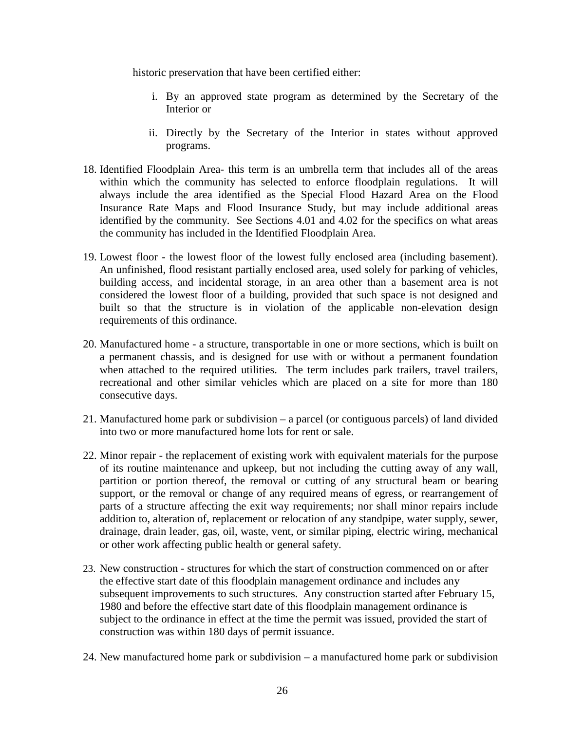historic preservation that have been certified either:

   i. By an approved state program as determined by the Secretary of the Interior or

   ii. Directly by the Secretary of the Interior in states without approved programs.

18. Identified Floodplain Area- this term is an umbrella term that includes all of the areas within which the community has selected to enforce floodplain regulations. It will always include the area identified as the Special Flood Hazard Area on the Flood Insurance Rate Maps and Flood Insurance Study, but may include additional areas identified by the community. See Sections 4.01 and 4.02 for the specifics on what areas the community has included in the Identified Floodplain Area.

19. Lowest floor - the lowest floor of the lowest fully enclosed area (including basement). An unfinished, flood resistant partially enclosed area, used solely for parking of vehicles, building access, and incidental storage, in an area other than a basement area is not considered the lowest floor of a building, provided that such space is not designed and built so that the structure is in violation of the applicable non-elevation design requirements of this ordinance.

20. Manufactured home - a structure, transportable in one or more sections, which is built on a permanent chassis, and is designed for use with or without a permanent foundation when attached to the required utilities. The term includes park trailers, travel trailers, recreational and other similar vehicles which are placed on a site for more than 180 consecutive days.

21. Manufactured home park or subdivision – a parcel (or contiguous parcels) of land divided into two or more manufactured home lots for rent or sale.

22. Minor repair - the replacement of existing work with equivalent materials for the purpose of its routine maintenance and upkeep, but not including the cutting away of any wall, partition or portion thereof, the removal or cutting of any structural beam or bearing support, or the removal or change of any required means of egress, or rearrangement of parts of a structure affecting the exit way requirements; nor shall minor repairs include addition to, alteration of, replacement or relocation of any standpipe, water supply, sewer, drainage, drain leader, gas, oil, waste, vent, or similar piping, electric wiring, mechanical or other work affecting public health or general safety.

23. New construction - structures for which the start of construction commenced on or after the effective start date of this floodplain management ordinance and includes any subsequent improvements to such structures. Any construction started after February 15, 1980 and before the effective start date of this floodplain management ordinance is subject to the ordinance in effect at the time the permit was issued, provided the start of construction was within 180 days of permit issuance.

24. New manufactured home park or subdivision – a manufactured home park or subdivision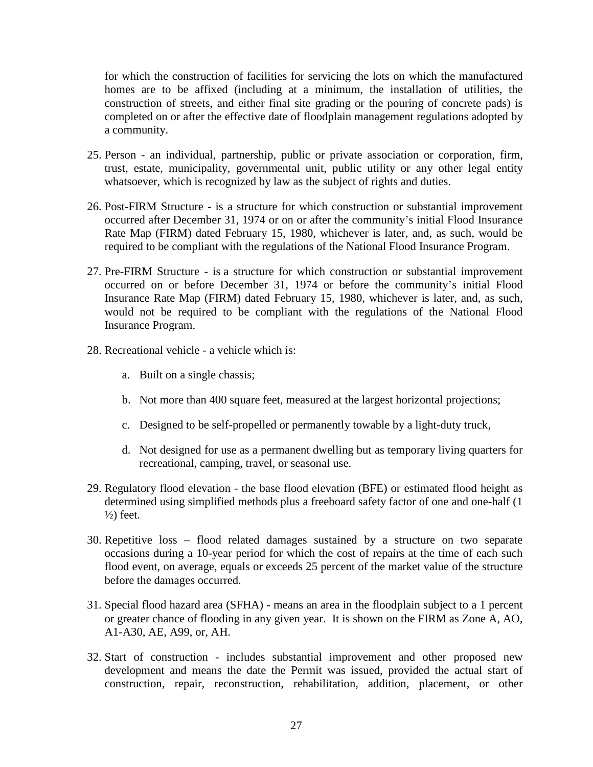for which the construction of facilities for servicing the lots on which the manufactured homes are to be affixed (including at a minimum, the installation of utilities, the construction of streets, and either final site grading or the pouring of concrete pads) is completed on or after the effective date of floodplain management regulations adopted by a community.

25. Person - an individual, partnership, public or private association or corporation, firm, trust, estate, municipality, governmental unit, public utility or any other legal entity whatsoever, which is recognized by law as the subject of rights and duties.

26. Post-FIRM Structure - is a structure for which construction or substantial improvement occurred after December 31, 1974 or on or after the community's initial Flood Insurance Rate Map (FIRM) dated February 15, 1980, whichever is later, and, as such, would be required to be compliant with the regulations of the National Flood Insurance Program.

27. Pre-FIRM Structure - is a structure for which construction or substantial improvement occurred on or before December 31, 1974 or before the community's initial Flood Insurance Rate Map (FIRM) dated February 15, 1980, whichever is later, and, as such, would not be required to be compliant with the regulations of the National Flood Insurance Program.

28. Recreational vehicle - a vehicle which is:

    a. Built on a single chassis;

    b. Not more than 400 square feet, measured at the largest horizontal projections;

    c. Designed to be self-propelled or permanently towable by a light-duty truck,

    d. Not designed for use as a permanent dwelling but as temporary living quarters for recreational, camping, travel, or seasonal use.

29. Regulatory flood elevation - the base flood elevation (BFE) or estimated flood height as determined using simplified methods plus a freeboard safety factor of one and one-half (1 ½) feet.

30. Repetitive loss – flood related damages sustained by a structure on two separate occasions during a 10-year period for which the cost of repairs at the time of each such flood event, on average, equals or exceeds 25 percent of the market value of the structure before the damages occurred.

31. Special flood hazard area (SFHA) - means an area in the floodplain subject to a 1 percent or greater chance of flooding in any given year. It is shown on the FIRM as Zone A, AO, A1-A30, AE, A99, or, AH.

32. Start of construction - includes substantial improvement and other proposed new development and means the date the Permit was issued, provided the actual start of construction, repair, reconstruction, rehabilitation, addition, placement, or other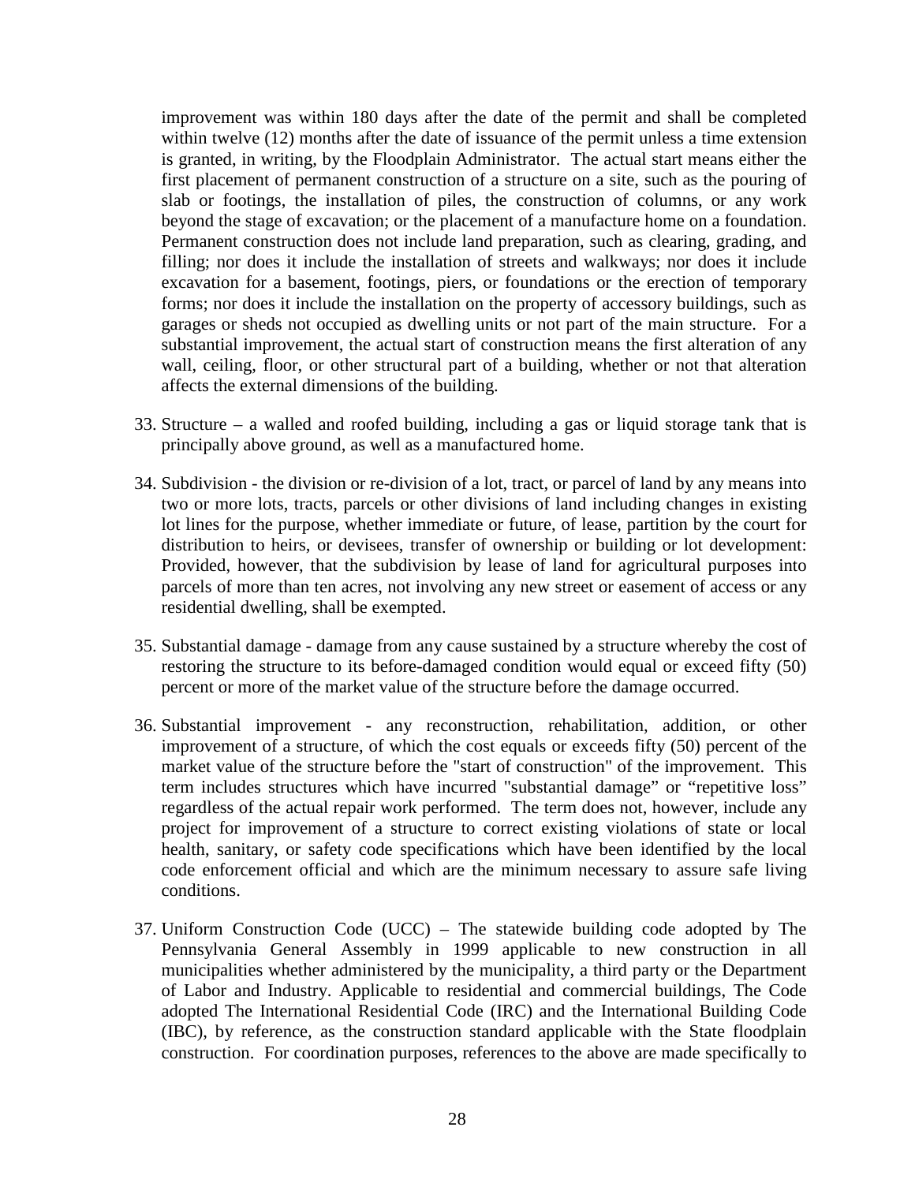improvement was within 180 days after the date of the permit and shall be completed within twelve (12) months after the date of issuance of the permit unless a time extension is granted, in writing, by the Floodplain Administrator. The actual start means either the first placement of permanent construction of a structure on a site, such as the pouring of slab or footings, the installation of piles, the construction of columns, or any work beyond the stage of excavation; or the placement of a manufacture home on a foundation. Permanent construction does not include land preparation, such as clearing, grading, and filling; nor does it include the installation of streets and walkways; nor does it include excavation for a basement, footings, piers, or foundations or the erection of temporary forms; nor does it include the installation on the property of accessory buildings, such as garages or sheds not occupied as dwelling units or not part of the main structure. For a substantial improvement, the actual start of construction means the first alteration of any wall, ceiling, floor, or other structural part of a building, whether or not that alteration affects the external dimensions of the building.

33. Structure – a walled and roofed building, including a gas or liquid storage tank that is principally above ground, as well as a manufactured home.

34. Subdivision - the division or re-division of a lot, tract, or parcel of land by any means into two or more lots, tracts, parcels or other divisions of land including changes in existing lot lines for the purpose, whether immediate or future, of lease, partition by the court for distribution to heirs, or devisees, transfer of ownership or building or lot development: Provided, however, that the subdivision by lease of land for agricultural purposes into parcels of more than ten acres, not involving any new street or easement of access or any residential dwelling, shall be exempted.

35. Substantial damage - damage from any cause sustained by a structure whereby the cost of restoring the structure to its before-damaged condition would equal or exceed fifty (50) percent or more of the market value of the structure before the damage occurred.

36. Substantial improvement - any reconstruction, rehabilitation, addition, or other improvement of a structure, of which the cost equals or exceeds fifty (50) percent of the market value of the structure before the "start of construction" of the improvement. This term includes structures which have incurred "substantial damage" or "repetitive loss" regardless of the actual repair work performed. The term does not, however, include any project for improvement of a structure to correct existing violations of state or local health, sanitary, or safety code specifications which have been identified by the local code enforcement official and which are the minimum necessary to assure safe living conditions.

37. Uniform Construction Code (UCC) – The statewide building code adopted by The Pennsylvania General Assembly in 1999 applicable to new construction in all municipalities whether administered by the municipality, a third party or the Department of Labor and Industry. Applicable to residential and commercial buildings, The Code adopted The International Residential Code (IRC) and the International Building Code (IBC), by reference, as the construction standard applicable with the State floodplain construction. For coordination purposes, references to the above are made specifically to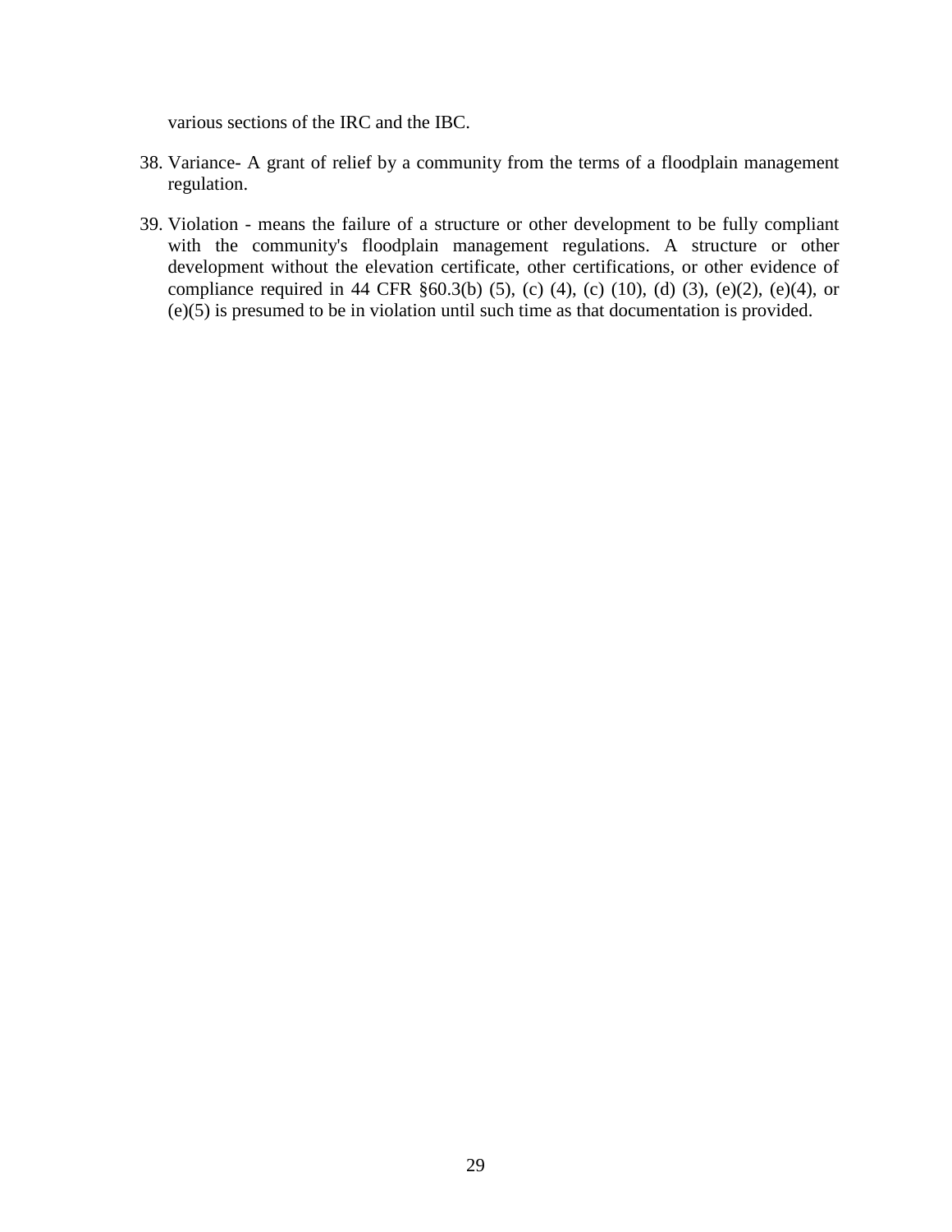various sections of the IRC and the IBC.

38. Variance- A grant of relief by a community from the terms of a floodplain management regulation.

39. Violation - means the failure of a structure or other development to be fully compliant with the community's floodplain management regulations. A structure or other development without the elevation certificate, other certifications, or other evidence of compliance required in 44 CFR §60.3(b) (5), (c) (4), (c) (10), (d) (3), (e)(2), (e)(4), or (e)(5) is presumed to be in violation until such time as that documentation is provided.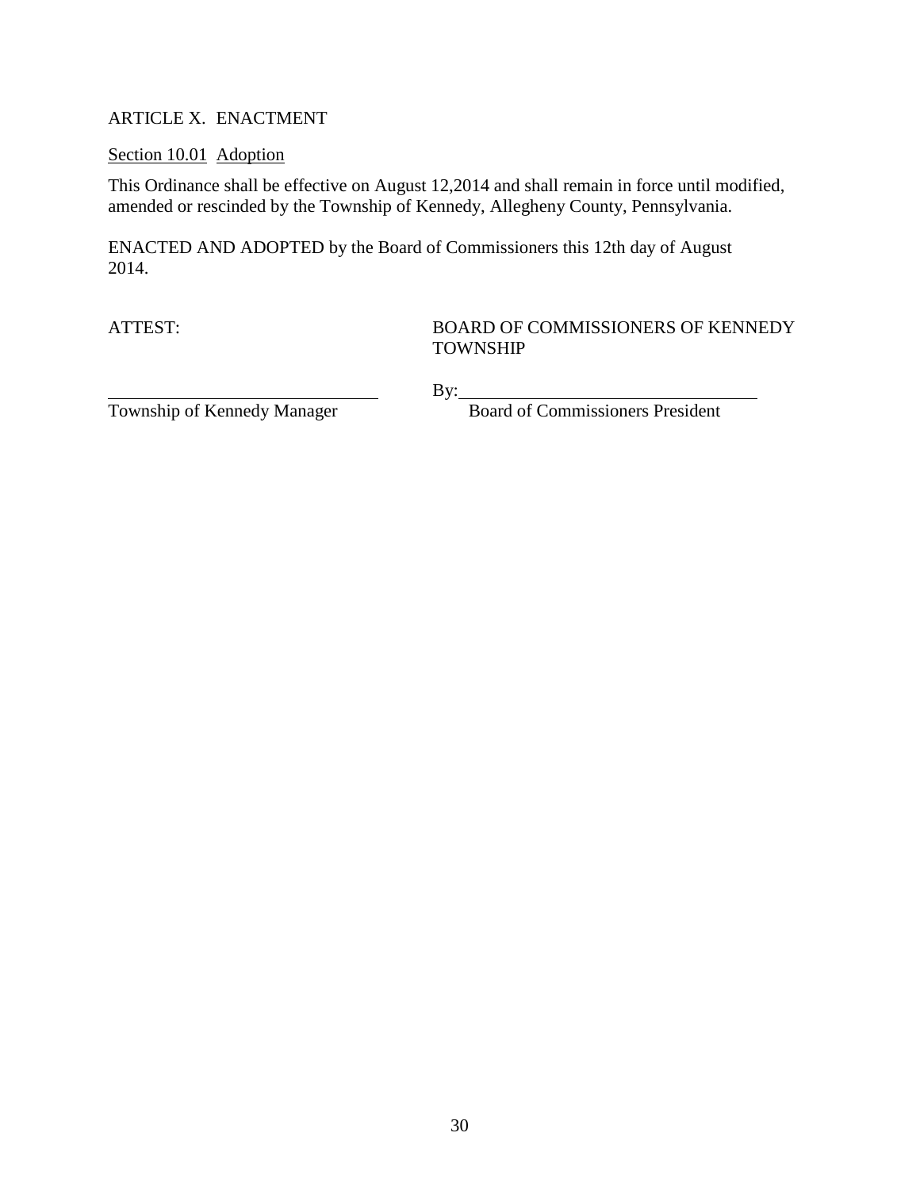ARTICLE X. ENACTMENT

Section 10.01 Adoption

This Ordinance shall be effective on August 12,2014 and shall remain in force until modified, amended or rescinded by the Township of Kennedy, Allegheny County, Pennsylvania.

ENACTED AND ADOPTED by the Board of Commissioners this 12th day of August 2014.

ATTEST:

BOARD OF COMMISSIONERS OF KENNEDY TOWNSHIP

______________________________
Township of Kennedy Manager

By:______________________________
Board of Commissioners President